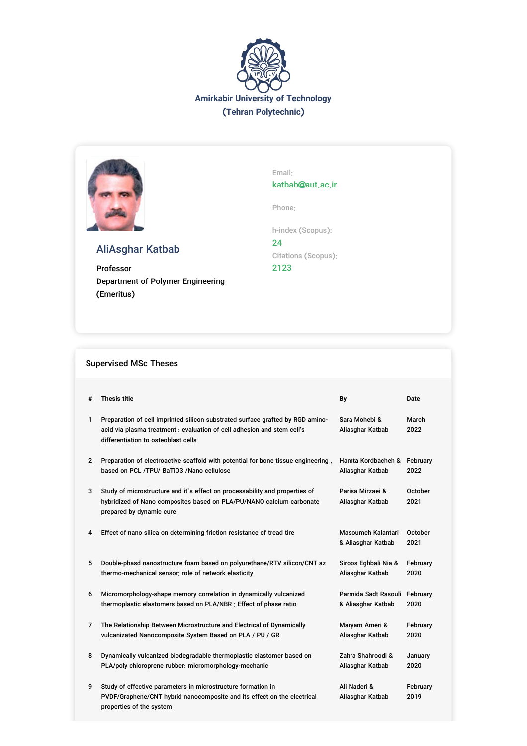**Amirkabir University of Technology**
**(Tehran Polytechnic)**

## AliAsghar Katbab

Professor
Department of Polymer Engineering
(Emeritus)

Email:
katbab@aut.ac.ir

Phone:

h-index (Scopus):
24

Citations (Scopus):
2123

## Supervised MSc Theses

| # | Thesis title | By | Date |
|---|---|---|---|
| 1 | Preparation of cell imprinted silicon substrated surface grafted by RGD amino-acid via plasma treatment : evaluation of cell adhesion and stem cell’s differentiation to osteoblast cells | Sara Mohebi & Aliasghar Katbab | March 2022 |
| 2 | Preparation of electroactive scaffold with potential for bone tissue engineering , based on PCL /TPU/ BaTiO3 /Nano cellulose | Hamta Kordbacheh & Aliasghar Katbab | February 2022 |
| 3 | Study of microstructure and it`s effect on processability and properties of hybridized of Nano composites based on PLA/PU/NANO calcium carbonate prepared by dynamic cure | Parisa Mirzaei & Aliasghar Katbab | October 2021 |
| 4 | Effect of nano silica on determining friction resistance of tread tire | Masoumeh Kalantari & Aliasghar Katbab | October 2021 |
| 5 | Double-phasd nanostructure foam based on polyurethane/RTV silicon/CNT az thermo-mechanical sensor: role of network elasticity | Siroos Eghbali Nia & Aliasghar Katbab | February 2020 |
| 6 | Micromorphology-shape memory correlation in dynamically vulcanized thermoplastic elastomers based on PLA/NBR : Effect of phase ratio | Parmida Sadt Rasouli & Aliasghar Katbab | February 2020 |
| 7 | The Relationship Between Microstructure and Electrical of Dynamically vulcanizated Nanocomposite System Based on PLA / PU / GR | Maryam Ameri & Aliasghar Katbab | February 2020 |
| 8 | Dynamically vulcanized biodegradable thermoplastic elastomer based on PLA/poly chloroprene rubber: micromorphology-mechanic | Zahra Shahroodi & Aliasghar Katbab | January 2020 |
| 9 | Study of effective parameters in microstructure formation in PVDF/Graphene/CNT hybrid nanocomposite and its effect on the electrical properties of the system | Ali Naderi & Aliasghar Katbab | February 2019 |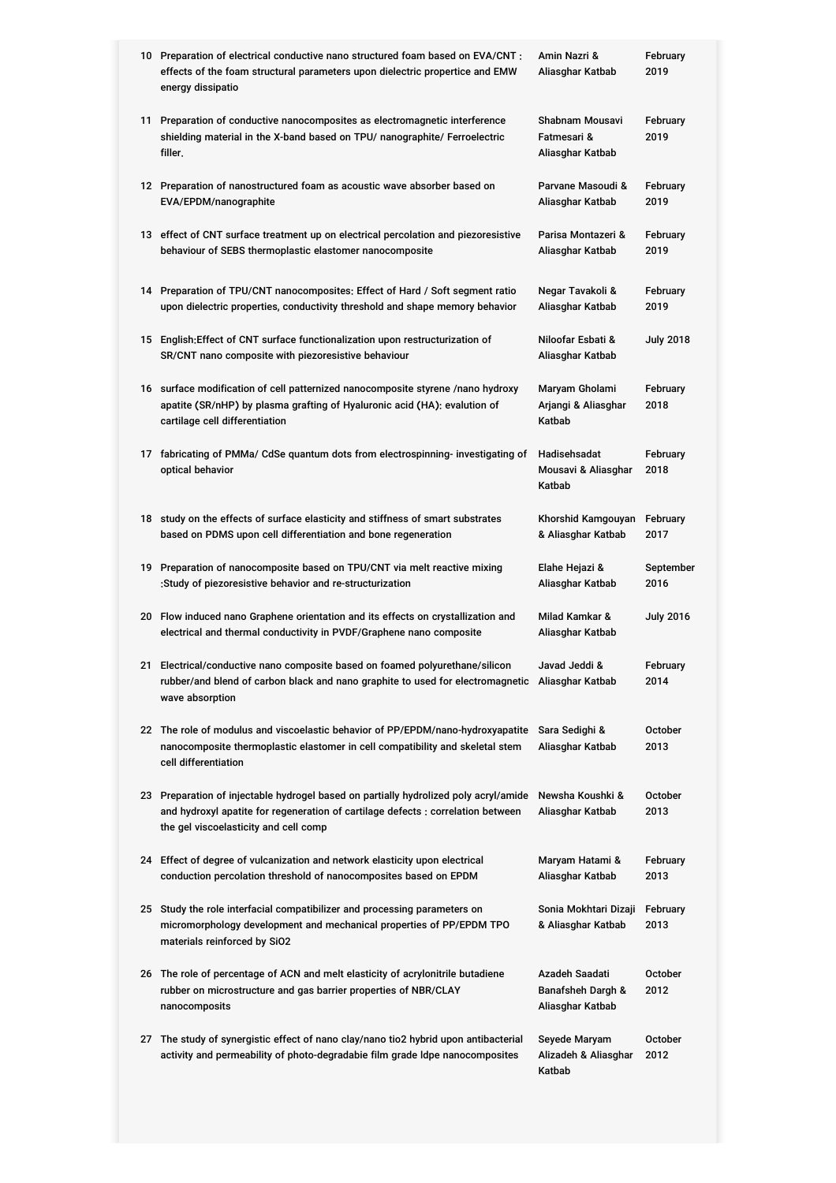| | | | |
|---|---|---|---|
| 10 | Preparation of electrical conductive nano structured foam based on EVA/CNT : effects of the foam structural parameters upon dielectric propertice and EMW energy dissipatio | Amin Nazri & Aliasghar Katbab | February 2019 |
| 11 | Preparation of conductive nanocomposites as electromagnetic interference shielding material in the X-band based on TPU/ nanographite/ Ferroelectric filler. | Shabnam Mousavi Fatmesari & Aliasghar Katbab | February 2019 |
| 12 | Preparation of nanostructured foam as acoustic wave absorber based on EVA/EPDM/nanographite | Parvane Masoudi & Aliasghar Katbab | February 2019 |
| 13 | effect of CNT surface treatment up on electrical percolation and piezoresistive behaviour of SEBS thermoplastic elastomer nanocomposite | Parisa Montazeri & Aliasghar Katbab | February 2019 |
| 14 | Preparation of TPU/CNT nanocomposites: Effect of Hard / Soft segment ratio upon dielectric properties, conductivity threshold and shape memory behavior | Negar Tavakoli & Aliasghar Katbab | February 2019 |
| 15 | English:Effect of CNT surface functionalization upon restructurization of SR/CNT nano composite with piezoresistive behaviour | Niloofar Esbati & Aliasghar Katbab | July 2018 |
| 16 | surface modification of cell patternized nanocomposite styrene /nano hydroxy apatite (SR/nHP) by plasma grafting of Hyaluronic acid (HA): evalution of cartilage cell differentiation | Maryam Gholami Arjangi & Aliasghar Katbab | February 2018 |
| 17 | fabricating of PMMa/ CdSe quantum dots from electrospinning- investigating of optical behavior | Hadisehsadat Mousavi & Aliasghar Katbab | February 2018 |
| 18 | study on the effects of surface elasticity and stiffness of smart substrates based on PDMS upon cell differentiation and bone regeneration | Khorshid Kamgouyan & Aliasghar Katbab | February 2017 |
| 19 | Preparation of nanocomposite based on TPU/CNT via melt reactive mixing :Study of piezoresistive behavior and re-structurization | Elahe Hejazi & Aliasghar Katbab | September 2016 |
| 20 | Flow induced nano Graphene orientation and its effects on crystallization and electrical and thermal conductivity in PVDF/Graphene nano composite | Milad Kamkar & Aliasghar Katbab | July 2016 |
| 21 | Electrical/conductive nano composite based on foamed polyurethane/silicon rubber/and blend of carbon black and nano graphite to used for electromagnetic wave absorption | Javad Jeddi & Aliasghar Katbab | February 2014 |
| 22 | The role of modulus and viscoelastic behavior of PP/EPDM/nano-hydroxyapatite nanocomposite thermoplastic elastomer in cell compatibility and skeletal stem cell differentiation | Sara Sedighi & Aliasghar Katbab | October 2013 |
| 23 | Preparation of injectable hydrogel based on partially hydrolized poly acryl/amide and hydroxyl apatite for regeneration of cartilage defects : correlation between the gel viscoelasticity and cell comp | Newsha Koushki & Aliasghar Katbab | October 2013 |
| 24 | Effect of degree of vulcanization and network elasticity upon electrical conduction percolation threshold of nanocomposites based on EPDM | Maryam Hatami & Aliasghar Katbab | February 2013 |
| 25 | Study the role interfacial compatibilizer and processing parameters on micromorphology development and mechanical properties of PP/EPDM TPO materials reinforced by SiO2 | Sonia Mokhtari Dizaji & Aliasghar Katbab | February 2013 |
| 26 | The role of percentage of ACN and melt elasticity of acrylonitrile butadiene rubber on microstructure and gas barrier properties of NBR/CLAY nanocomposits | Azadeh Saadati Banafsheh Dargh & Aliasghar Katbab | October 2012 |
| 27 | The study of synergistic effect of nano clay/nano tio2 hybrid upon antibacterial activity and permeability of photo-degradabie film grade ldpe nanocomposites | Seyede Maryam Alizadeh & Aliasghar Katbab | October 2012 |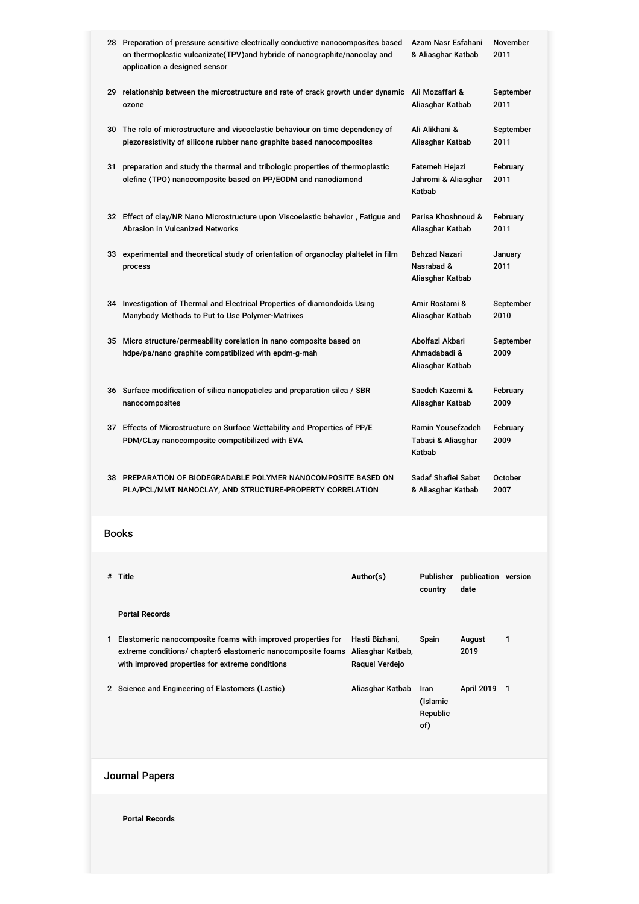| | | | |
|---|---|---|---|
| 28 | Preparation of pressure sensitive electrically conductive nanocomposites based on thermoplastic vulcanizate(TPV)and hybride of nanographite/nanoclay and application a designed sensor | Azam Nasr Esfahani & Aliasghar Katbab | November 2011 |
| 29 | relationship between the microstructure and rate of crack growth under dynamic ozone | Ali Mozaffari & Aliasghar Katbab | September 2011 |
| 30 | The rolo of microstructure and viscoelastic behaviour on time dependency of piezoresistivity of silicone rubber nano graphite based nanocomposites | Ali Alikhani & Aliasghar Katbab | September 2011 |
| 31 | preparation and study the thermal and tribologic properties of thermoplastic olefine (TPO) nanocomposite based on PP/EODM and nanodiamond | Fatemeh Hejazi Jahromi & Aliasghar Katbab | February 2011 |
| 32 | Effect of clay/NR Nano Microstructure upon Viscoelastic behavior , Fatigue and Abrasion in Vulcanized Networks | Parisa Khoshnoud & Aliasghar Katbab | February 2011 |
| 33 | experimental and theoretical study of orientation of organoclay plaltelet in film process | Behzad Nazari Nasrabad & Aliasghar Katbab | January 2011 |
| 34 | Investigation of Thermal and Electrical Properties of diamondoids Using Manybody Methods to Put to Use Polymer-Matrixes | Amir Rostami & Aliasghar Katbab | September 2010 |
| 35 | Micro structure/permeability corelation in nano composite based on hdpe/pa/nano graphite compatiblized with epdm-g-mah | Abolfazl Akbari Ahmadabadi & Aliasghar Katbab | September 2009 |
| 36 | Surface modification of silica nanopaticles and preparation silca / SBR nanocomposites | Saedeh Kazemi & Aliasghar Katbab | February 2009 |
| 37 | Effects of Microstructure on Surface Wettability and Properties of PP/E PDM/CLay nanocomposite compatibilized with EVA | Ramin Yousefzadeh Tabasi & Aliasghar Katbab | February 2009 |
| 38 | PREPARATION OF BIODEGRADABLE POLYMER NANOCOMPOSITE BASED ON PLA/PCL/MMT NANOCLAY, AND STRUCTURE-PROPERTY CORRELATION | Sadaf Shafiei Sabet & Aliasghar Katbab | October 2007 |

## Books

| # | Title | Author(s) | Publisher country | publication date | version |
|---|---|---|---|---|---|
| | **Portal Records** | | | | |
| 1 | Elastomeric nanocomposite foams with improved properties for extreme conditions/ chapter6 elastomeric nanocomposite foams with improved properties for extreme conditions | Hasti Bizhani, Aliasghar Katbab, Raquel Verdejo | Spain | August 2019 | 1 |
| 2 | Science and Engineering of Elastomers (Lastic) | Aliasghar Katbab | Iran (Islamic Republic of) | April 2019 | 1 |

## Journal Papers

**Portal Records**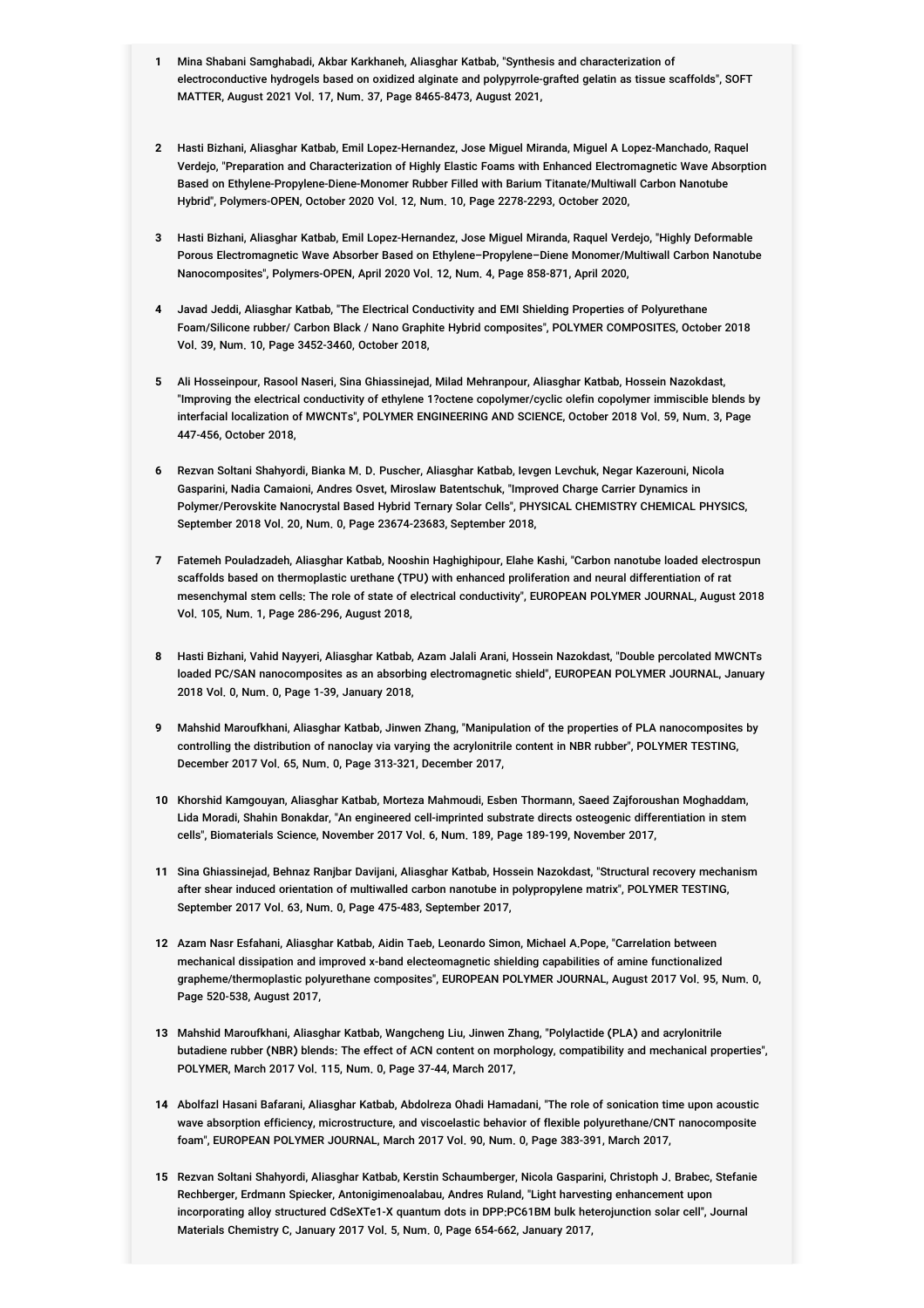1. Mina Shabani Samghabadi, Akbar Karkhaneh, Aliasghar Katbab, "Synthesis and characterization of electroconductive hydrogels based on oxidized alginate and polypyrrole-grafted gelatin as tissue scaffolds", SOFT MATTER, August 2021 Vol. 17, Num. 37, Page 8465-8473, August 2021,

2. Hasti Bizhani, Aliasghar Katbab, Emil Lopez-Hernandez, Jose Miguel Miranda, Miguel A Lopez-Manchado, Raquel Verdejo, "Preparation and Characterization of Highly Elastic Foams with Enhanced Electromagnetic Wave Absorption Based on Ethylene-Propylene-Diene-Monomer Rubber Filled with Barium Titanate/Multiwall Carbon Nanotube Hybrid", Polymers-OPEN, October 2020 Vol. 12, Num. 10, Page 2278-2293, October 2020,

3. Hasti Bizhani, Aliasghar Katbab, Emil Lopez-Hernandez, Jose Miguel Miranda, Raquel Verdejo, "Highly Deformable Porous Electromagnetic Wave Absorber Based on Ethylene–Propylene–Diene Monomer/Multiwall Carbon Nanotube Nanocomposites", Polymers-OPEN, April 2020 Vol. 12, Num. 4, Page 858-871, April 2020,

4. Javad Jeddi, Aliasghar Katbab, "The Electrical Conductivity and EMI Shielding Properties of Polyurethane Foam/Silicone rubber/ Carbon Black / Nano Graphite Hybrid composites", POLYMER COMPOSITES, October 2018 Vol. 39, Num. 10, Page 3452-3460, October 2018,

5. Ali Hosseinpour, Rasool Naseri, Sina Ghiassinejad, Milad Mehranpour, Aliasghar Katbab, Hossein Nazokdast, "Improving the electrical conductivity of ethylene 1?octene copolymer/cyclic olefin copolymer immiscible blends by interfacial localization of MWCNTs", POLYMER ENGINEERING AND SCIENCE, October 2018 Vol. 59, Num. 3, Page 447-456, October 2018,

6. Rezvan Soltani Shahyordi, Bianka M. D. Puscher, Aliasghar Katbab, Ievgen Levchuk, Negar Kazerouni, Nicola Gasparini, Nadia Camaioni, Andres Osvet, Miroslaw Batentschuk, "Improved Charge Carrier Dynamics in Polymer/Perovskite Nanocrystal Based Hybrid Ternary Solar Cells", PHYSICAL CHEMISTRY CHEMICAL PHYSICS, September 2018 Vol. 20, Num. 0, Page 23674-23683, September 2018,

7. Fatemeh Pouladzadeh, Aliasghar Katbab, Nooshin Haghighipour, Elahe Kashi, "Carbon nanotube loaded electrospun scaffolds based on thermoplastic urethane (TPU) with enhanced proliferation and neural differentiation of rat mesenchymal stem cells: The role of state of electrical conductivity", EUROPEAN POLYMER JOURNAL, August 2018 Vol. 105, Num. 1, Page 286-296, August 2018,

8. Hasti Bizhani, Vahid Nayyeri, Aliasghar Katbab, Azam Jalali Arani, Hossein Nazokdast, "Double percolated MWCNTs loaded PC/SAN nanocomposites as an absorbing electromagnetic shield", EUROPEAN POLYMER JOURNAL, January 2018 Vol. 0, Num. 0, Page 1-39, January 2018,

9. Mahshid Maroufkhani, Aliasghar Katbab, Jinwen Zhang, "Manipulation of the properties of PLA nanocomposites by controlling the distribution of nanoclay via varying the acrylonitrile content in NBR rubber", POLYMER TESTING, December 2017 Vol. 65, Num. 0, Page 313-321, December 2017,

10. Khorshid Kamgouyan, Aliasghar Katbab, Morteza Mahmoudi, Esben Thormann, Saeed Zajforoushan Moghaddam, Lida Moradi, Shahin Bonakdar, "An engineered cell-imprinted substrate directs osteogenic differentiation in stem cells", Biomaterials Science, November 2017 Vol. 6, Num. 189, Page 189-199, November 2017,

11. Sina Ghiassinejad, Behnaz Ranjbar Davijani, Aliasghar Katbab, Hossein Nazokdast, "Structural recovery mechanism after shear induced orientation of multiwalled carbon nanotube in polypropylene matrix", POLYMER TESTING, September 2017 Vol. 63, Num. 0, Page 475-483, September 2017,

12. Azam Nasr Esfahani, Aliasghar Katbab, Aidin Taeb, Leonardo Simon, Michael A.Pope, "Carrelation between mechanical dissipation and improved x-band electeomagnetic shielding capabilities of amine functionalized grapheme/thermoplastic polyurethane composites", EUROPEAN POLYMER JOURNAL, August 2017 Vol. 95, Num. 0, Page 520-538, August 2017,

13. Mahshid Maroufkhani, Aliasghar Katbab, Wangcheng Liu, Jinwen Zhang, "Polylactide (PLA) and acrylonitrile butadiene rubber (NBR) blends: The effect of ACN content on morphology, compatibility and mechanical properties", POLYMER, March 2017 Vol. 115, Num. 0, Page 37-44, March 2017,

14. Abolfazl Hasani Bafarani, Aliasghar Katbab, Abdolreza Ohadi Hamadani, "The role of sonication time upon acoustic wave absorption efficiency, microstructure, and viscoelastic behavior of flexible polyurethane/CNT nanocomposite foam", EUROPEAN POLYMER JOURNAL, March 2017 Vol. 90, Num. 0, Page 383-391, March 2017,

15. Rezvan Soltani Shahyordi, Aliasghar Katbab, Kerstin Schaumberger, Nicola Gasparini, Christoph J. Brabec, Stefanie Rechberger, Erdmann Spiecker, Antonigimenoalabau, Andres Ruland, "Light harvesting enhancement upon incorporating alloy structured CdSeXTe1-X quantum dots in DPP:PC61BM bulk heterojunction solar cell", Journal Materials Chemistry C, January 2017 Vol. 5, Num. 0, Page 654-662, January 2017,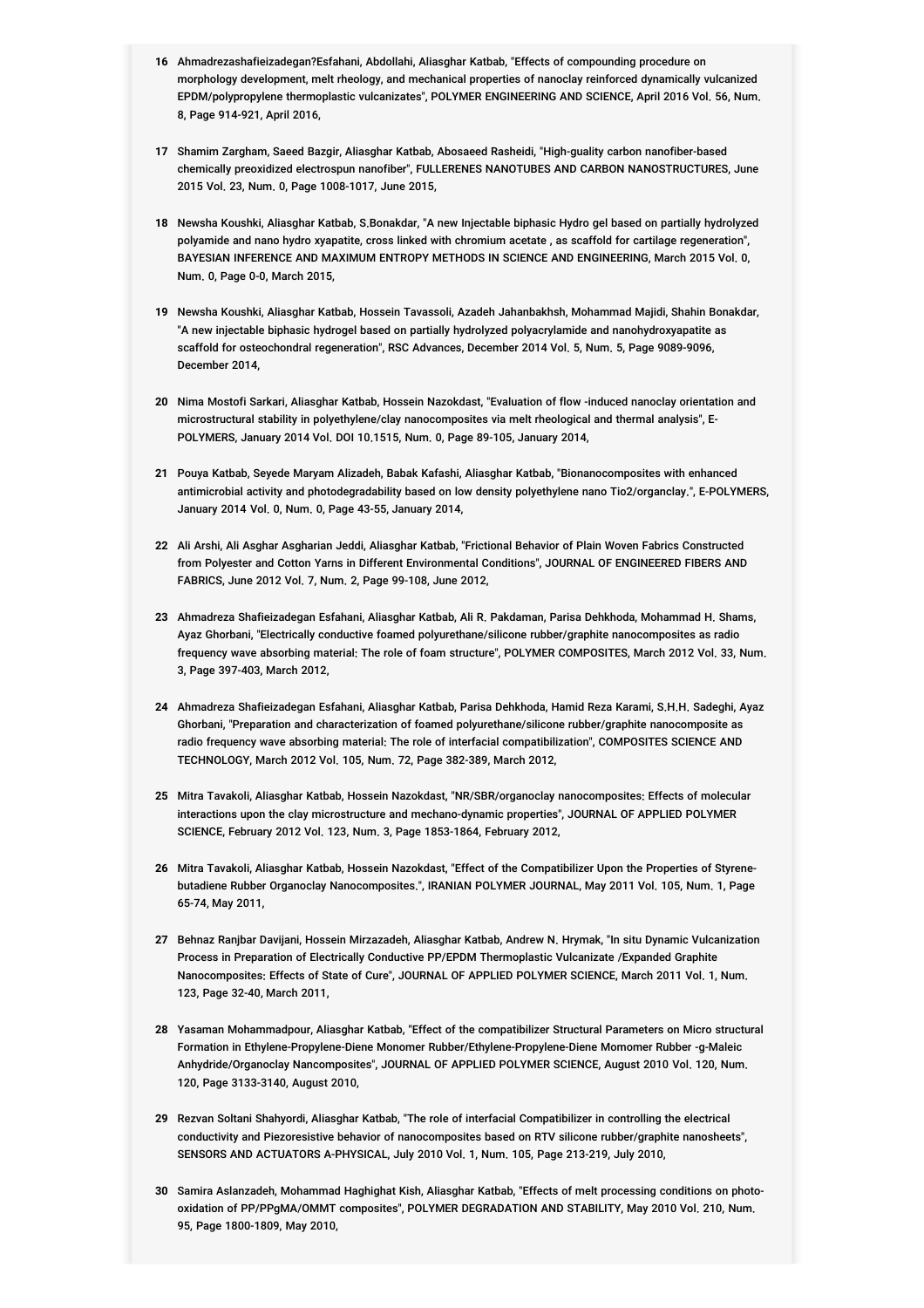16 Ahmadrezashafieizadegan?Esfahani, Abdollahi, Aliasghar Katbab, "Effects of compounding procedure on morphology development, melt rheology, and mechanical properties of nanoclay reinforced dynamically vulcanized EPDM/polypropylene thermoplastic vulcanizates", POLYMER ENGINEERING AND SCIENCE, April 2016 Vol. 56, Num. 8, Page 914-921, April 2016,

17 Shamim Zargham, Saeed Bazgir, Aliasghar Katbab, Abosaeed Rasheidi, "High-guality carbon nanofiber-based chemically preoxidized electrospun nanofiber", FULLERENES NANOTUBES AND CARBON NANOSTRUCTURES, June 2015 Vol. 23, Num. 0, Page 1008-1017, June 2015,

18 Newsha Koushki, Aliasghar Katbab, S.Bonakdar, "A new Injectable biphasic Hydro gel based on partially hydrolyzed polyamide and nano hydro xyapatite, cross linked with chromium acetate , as scaffold for cartilage regeneration", BAYESIAN INFERENCE AND MAXIMUM ENTROPY METHODS IN SCIENCE AND ENGINEERING, March 2015 Vol. 0, Num. 0, Page 0-0, March 2015,

19 Newsha Koushki, Aliasghar Katbab, Hossein Tavassoli, Azadeh Jahanbakhsh, Mohammad Majidi, Shahin Bonakdar, "A new injectable biphasic hydrogel based on partially hydrolyzed polyacrylamide and nanohydroxyapatite as scaffold for osteochondral regeneration", RSC Advances, December 2014 Vol. 5, Num. 5, Page 9089-9096, December 2014,

20 Nima Mostofi Sarkari, Aliasghar Katbab, Hossein Nazokdast, "Evaluation of flow -induced nanoclay orientation and microstructural stability in polyethylene/clay nanocomposites via melt rheological and thermal analysis", E-POLYMERS, January 2014 Vol. DOI 10.1515, Num. 0, Page 89-105, January 2014,

21 Pouya Katbab, Seyede Maryam Alizadeh, Babak Kafashi, Aliasghar Katbab, "Bionanocomposites with enhanced antimicrobial activity and photodegradability based on low density polyethylene nano Tio2/organclay.", E-POLYMERS, January 2014 Vol. 0, Num. 0, Page 43-55, January 2014,

22 Ali Arshi, Ali Asghar Asgharian Jeddi, Aliasghar Katbab, "Frictional Behavior of Plain Woven Fabrics Constructed from Polyester and Cotton Yarns in Different Environmental Conditions", JOURNAL OF ENGINEERED FIBERS AND FABRICS, June 2012 Vol. 7, Num. 2, Page 99-108, June 2012,

23 Ahmadreza Shafieizadegan Esfahani, Aliasghar Katbab, Ali R. Pakdaman, Parisa Dehkhoda, Mohammad H. Shams, Ayaz Ghorbani, "Electrically conductive foamed polyurethane/silicone rubber/graphite nanocomposites as radio frequency wave absorbing material: The role of foam structure", POLYMER COMPOSITES, March 2012 Vol. 33, Num. 3, Page 397-403, March 2012,

24 Ahmadreza Shafieizadegan Esfahani, Aliasghar Katbab, Parisa Dehkhoda, Hamid Reza Karami, S.H.H. Sadeghi, Ayaz Ghorbani, "Preparation and characterization of foamed polyurethane/silicone rubber/graphite nanocomposite as radio frequency wave absorbing material: The role of interfacial compatibilization", COMPOSITES SCIENCE AND TECHNOLOGY, March 2012 Vol. 105, Num. 72, Page 382-389, March 2012,

25 Mitra Tavakoli, Aliasghar Katbab, Hossein Nazokdast, "NR/SBR/organoclay nanocomposites: Effects of molecular interactions upon the clay microstructure and mechano-dynamic properties", JOURNAL OF APPLIED POLYMER SCIENCE, February 2012 Vol. 123, Num. 3, Page 1853-1864, February 2012,

26 Mitra Tavakoli, Aliasghar Katbab, Hossein Nazokdast, "Effect of the Compatibilizer Upon the Properties of Styrene-butadiene Rubber Organoclay Nanocomposites.", IRANIAN POLYMER JOURNAL, May 2011 Vol. 105, Num. 1, Page 65-74, May 2011,

27 Behnaz Ranjbar Davijani, Hossein Mirzazadeh, Aliasghar Katbab, Andrew N. Hrymak, "In situ Dynamic Vulcanization Process in Preparation of Electrically Conductive PP/EPDM Thermoplastic Vulcanizate /Expanded Graphite Nanocomposites: Effects of State of Cure", JOURNAL OF APPLIED POLYMER SCIENCE, March 2011 Vol. 1, Num. 123, Page 32-40, March 2011,

28 Yasaman Mohammadpour, Aliasghar Katbab, "Effect of the compatibilizer Structural Parameters on Micro structural Formation in Ethylene-Propylene-Diene Monomer Rubber/Ethylene-Propylene-Diene Momomer Rubber -g-Maleic Anhydride/Organoclay Nancomposites", JOURNAL OF APPLIED POLYMER SCIENCE, August 2010 Vol. 120, Num. 120, Page 3133-3140, August 2010,

29 Rezvan Soltani Shahyordi, Aliasghar Katbab, "The role of interfacial Compatibilizer in controlling the electrical conductivity and Piezoresistive behavior of nanocomposites based on RTV silicone rubber/graphite nanosheets", SENSORS AND ACTUATORS A-PHYSICAL, July 2010 Vol. 1, Num. 105, Page 213-219, July 2010,

30 Samira Aslanzadeh, Mohammad Haghighat Kish, Aliasghar Katbab, "Effects of melt processing conditions on photo-oxidation of PP/PPgMA/OMMT composites", POLYMER DEGRADATION AND STABILITY, May 2010 Vol. 210, Num. 95, Page 1800-1809, May 2010,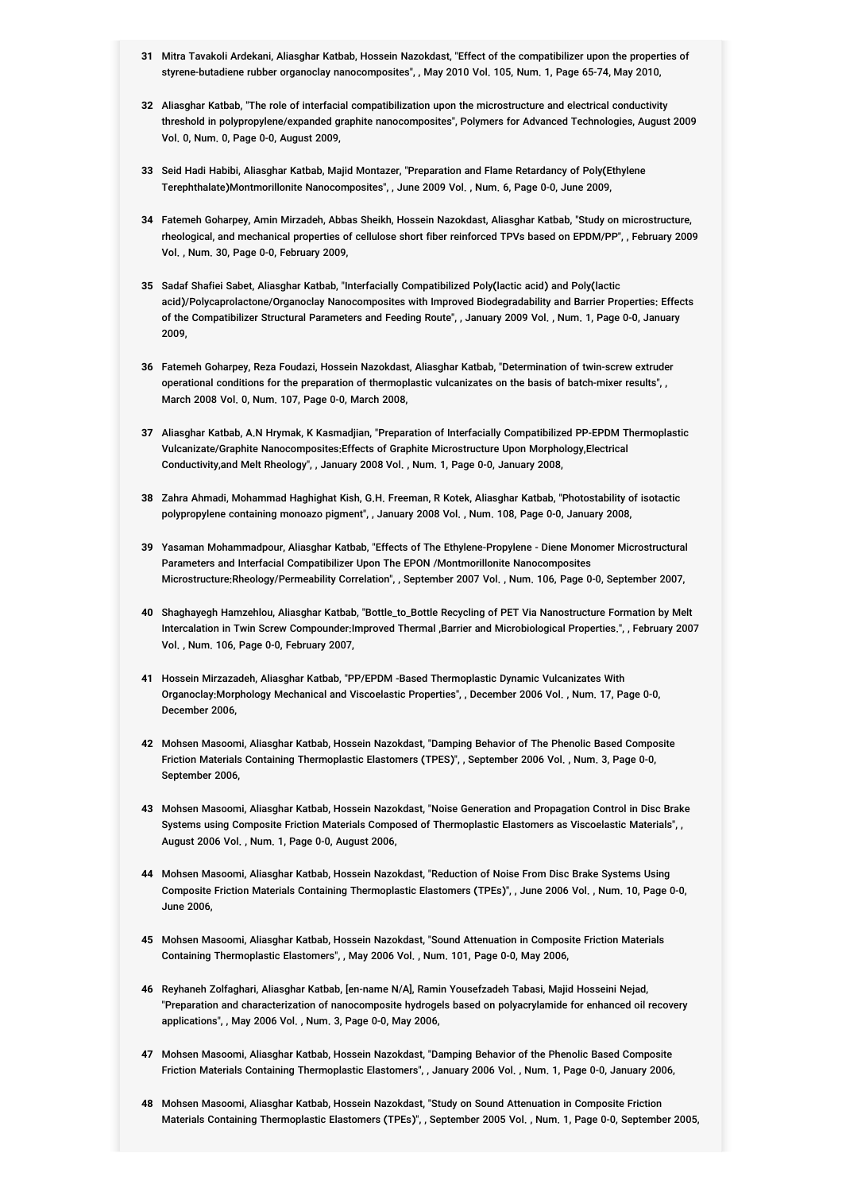31 Mitra Tavakoli Ardekani, Aliasghar Katbab, Hossein Nazokdast, "Effect of the compatibilizer upon the properties of styrene-butadiene rubber organoclay nanocomposites", , May 2010 Vol. 105, Num. 1, Page 65-74, May 2010,

32 Aliasghar Katbab, "The role of interfacial compatibilization upon the microstructure and electrical conductivity threshold in polypropylene/expanded graphite nanocomposites", Polymers for Advanced Technologies, August 2009 Vol. 0, Num. 0, Page 0-0, August 2009,

33 Seid Hadi Habibi, Aliasghar Katbab, Majid Montazer, "Preparation and Flame Retardancy of Poly(Ethylene Terephthalate)Montmorillonite Nanocomposites", , June 2009 Vol. , Num. 6, Page 0-0, June 2009,

34 Fatemeh Goharpey, Amin Mirzadeh, Abbas Sheikh, Hossein Nazokdast, Aliasghar Katbab, "Study on microstructure, rheological, and mechanical properties of cellulose short fiber reinforced TPVs based on EPDM/PP", , February 2009 Vol. , Num. 30, Page 0-0, February 2009,

35 Sadaf Shafiei Sabet, Aliasghar Katbab, "Interfacially Compatibilized Poly(lactic acid) and Poly(lactic acid)/Polycaprolactone/Organoclay Nanocomposites with Improved Biodegradability and Barrier Properties: Effects of the Compatibilizer Structural Parameters and Feeding Route", , January 2009 Vol. , Num. 1, Page 0-0, January 2009,

36 Fatemeh Goharpey, Reza Foudazi, Hossein Nazokdast, Aliasghar Katbab, "Determination of twin-screw extruder operational conditions for the preparation of thermoplastic vulcanizates on the basis of batch-mixer results", , March 2008 Vol. 0, Num. 107, Page 0-0, March 2008,

37 Aliasghar Katbab, A.N Hrymak, K Kasmadjian, "Preparation of Interfacially Compatibilized PP-EPDM Thermoplastic Vulcanizate/Graphite Nanocomposites:Effects of Graphite Microstructure Upon Morphology,Electrical Conductivity,and Melt Rheology", , January 2008 Vol. , Num. 1, Page 0-0, January 2008,

38 Zahra Ahmadi, Mohammad Haghighat Kish, G.H. Freeman, R Kotek, Aliasghar Katbab, "Photostability of isotactic polypropylene containing monoazo pigment", , January 2008 Vol. , Num. 108, Page 0-0, January 2008,

39 Yasaman Mohammadpour, Aliasghar Katbab, "Effects of The Ethylene-Propylene - Diene Monomer Microstructural Parameters and Interfacial Compatibilizer Upon The EPON /Montmorillonite Nanocomposites Microstructure:Rheology/Permeability Correlation", , September 2007 Vol. , Num. 106, Page 0-0, September 2007,

40 Shaghayegh Hamzehlou, Aliasghar Katbab, "Bottle_to_Bottle Recycling of PET Via Nanostructure Formation by Melt Intercalation in Twin Screw Compounder:Improved Thermal ,Barrier and Microbiological Properties.", , February 2007 Vol. , Num. 106, Page 0-0, February 2007,

41 Hossein Mirzazadeh, Aliasghar Katbab, "PP/EPDM -Based Thermoplastic Dynamic Vulcanizates With Organoclay:Morphology Mechanical and Viscoelastic Properties", , December 2006 Vol. , Num. 17, Page 0-0, December 2006,

42 Mohsen Masoomi, Aliasghar Katbab, Hossein Nazokdast, "Damping Behavior of The Phenolic Based Composite Friction Materials Containing Thermoplastic Elastomers (TPES)", , September 2006 Vol. , Num. 3, Page 0-0, September 2006,

43 Mohsen Masoomi, Aliasghar Katbab, Hossein Nazokdast, "Noise Generation and Propagation Control in Disc Brake Systems using Composite Friction Materials Composed of Thermoplastic Elastomers as Viscoelastic Materials", , August 2006 Vol. , Num. 1, Page 0-0, August 2006,

44 Mohsen Masoomi, Aliasghar Katbab, Hossein Nazokdast, "Reduction of Noise From Disc Brake Systems Using Composite Friction Materials Containing Thermoplastic Elastomers (TPEs)", , June 2006 Vol. , Num. 10, Page 0-0, June 2006,

45 Mohsen Masoomi, Aliasghar Katbab, Hossein Nazokdast, "Sound Attenuation in Composite Friction Materials Containing Thermoplastic Elastomers", , May 2006 Vol. , Num. 101, Page 0-0, May 2006,

46 Reyhaneh Zolfaghari, Aliasghar Katbab, [en-name N/A], Ramin Yousefzadeh Tabasi, Majid Hosseini Nejad, "Preparation and characterization of nanocomposite hydrogels based on polyacrylamide for enhanced oil recovery applications", , May 2006 Vol. , Num. 3, Page 0-0, May 2006,

47 Mohsen Masoomi, Aliasghar Katbab, Hossein Nazokdast, "Damping Behavior of the Phenolic Based Composite Friction Materials Containing Thermoplastic Elastomers", , January 2006 Vol. , Num. 1, Page 0-0, January 2006,

48 Mohsen Masoomi, Aliasghar Katbab, Hossein Nazokdast, "Study on Sound Attenuation in Composite Friction Materials Containing Thermoplastic Elastomers (TPEs)", , September 2005 Vol. , Num. 1, Page 0-0, September 2005,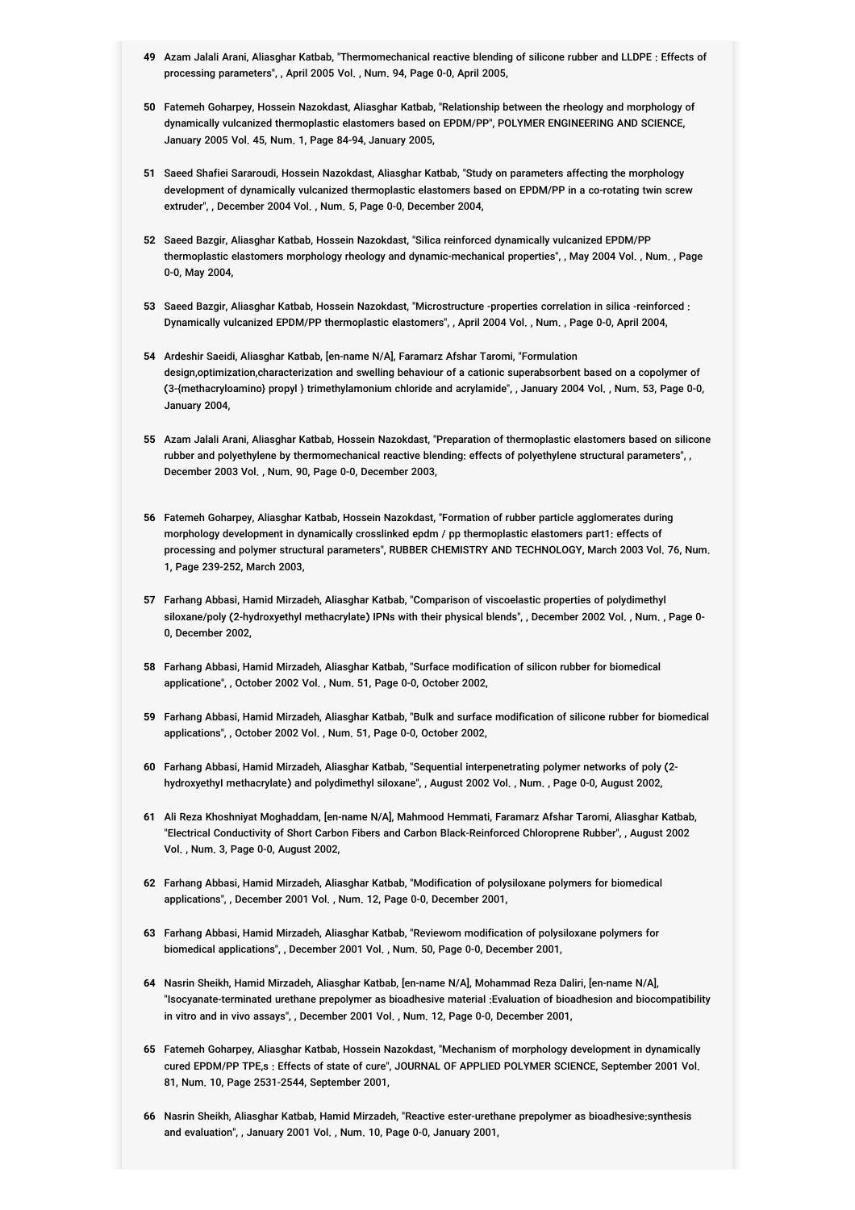49 Azam Jalali Arani, Aliasghar Katbab, "Thermomechanical reactive blending of silicone rubber and LLDPE : Effects of processing parameters", , April 2005 Vol. , Num. 94, Page 0-0, April 2005,

50 Fatemeh Goharpey, Hossein Nazokdast, Aliasghar Katbab, "Relationship between the rheology and morphology of dynamically vulcanized thermoplastic elastomers based on EPDM/PP", POLYMER ENGINEERING AND SCIENCE, January 2005 Vol. 45, Num. 1, Page 84-94, January 2005,

51 Saeed Shafiei Sararoudi, Hossein Nazokdast, Aliasghar Katbab, "Study on parameters affecting the morphology development of dynamically vulcanized thermoplastic elastomers based on EPDM/PP in a co-rotating twin screw extruder", , December 2004 Vol. , Num. 5, Page 0-0, December 2004,

52 Saeed Bazgir, Aliasghar Katbab, Hossein Nazokdast, "Silica reinforced dynamically vulcanized EPDM/PP thermoplastic elastomers morphology rheology and dynamic-mechanical properties", , May 2004 Vol. , Num. , Page 0-0, May 2004,

53 Saeed Bazgir, Aliasghar Katbab, Hossein Nazokdast, "Microstructure -properties correlation in silica -reinforced : Dynamically vulcanized EPDM/PP thermoplastic elastomers", , April 2004 Vol. , Num. , Page 0-0, April 2004,

54 Ardeshir Saeidi, Aliasghar Katbab, [en-name N/A], Faramarz Afshar Taromi, "Formulation design,optimization,characterization and swelling behaviour of a cationic superabsorbent based on a copolymer of (3-(methacryloamino) propyl } trimethylamonium chloride and acrylamide", , January 2004 Vol. , Num. 53, Page 0-0, January 2004,

55 Azam Jalali Arani, Aliasghar Katbab, Hossein Nazokdast, "Preparation of thermoplastic elastomers based on silicone rubber and polyethylene by thermomechanical reactive blending: effects of polyethylene structural parameters", , December 2003 Vol. , Num. 90, Page 0-0, December 2003,

56 Fatemeh Goharpey, Aliasghar Katbab, Hossein Nazokdast, "Formation of rubber particle agglomerates during morphology development in dynamically crosslinked epdm / pp thermoplastic elastomers part1: effects of processing and polymer structural parameters", RUBBER CHEMISTRY AND TECHNOLOGY, March 2003 Vol. 76, Num. 1, Page 239-252, March 2003,

57 Farhang Abbasi, Hamid Mirzadeh, Aliasghar Katbab, "Comparison of viscoelastic properties of polydimethyl siloxane/poly (2-hydroxyethyl methacrylate) IPNs with their physical blends", , December 2002 Vol. , Num. , Page 0-0, December 2002,

58 Farhang Abbasi, Hamid Mirzadeh, Aliasghar Katbab, "Surface modification of silicon rubber for biomedical applicatione", , October 2002 Vol. , Num. 51, Page 0-0, October 2002,

59 Farhang Abbasi, Hamid Mirzadeh, Aliasghar Katbab, "Bulk and surface modification of silicone rubber for biomedical applications", , October 2002 Vol. , Num. 51, Page 0-0, October 2002,

60 Farhang Abbasi, Hamid Mirzadeh, Aliasghar Katbab, "Sequential interpenetrating polymer networks of poly (2-hydroxyethyl methacrylate) and polydimethyl siloxane", , August 2002 Vol. , Num. , Page 0-0, August 2002,

61 Ali Reza Khoshniyat Moghaddam, [en-name N/A], Mahmood Hemmati, Faramarz Afshar Taromi, Aliasghar Katbab, "Electrical Conductivity of Short Carbon Fibers and Carbon Black-Reinforced Chloroprene Rubber", , August 2002 Vol. , Num. 3, Page 0-0, August 2002,

62 Farhang Abbasi, Hamid Mirzadeh, Aliasghar Katbab, "Modification of polysiloxane polymers for biomedical applications", , December 2001 Vol. , Num. 12, Page 0-0, December 2001,

63 Farhang Abbasi, Hamid Mirzadeh, Aliasghar Katbab, "Reviewom modification of polysiloxane polymers for biomedical applications", , December 2001 Vol. , Num. 50, Page 0-0, December 2001,

64 Nasrin Sheikh, Hamid Mirzadeh, Aliasghar Katbab, [en-name N/A], Mohammad Reza Daliri, [en-name N/A], "Isocyanate-terminated urethane prepolymer as bioadhesive material :Evaluation of bioadhesion and biocompatibility in vitro and in vivo assays", , December 2001 Vol. , Num. 12, Page 0-0, December 2001,

65 Fatemeh Goharpey, Aliasghar Katbab, Hossein Nazokdast, "Mechanism of morphology development in dynamically cured EPDM/PP TPE,s : Effects of state of cure", JOURNAL OF APPLIED POLYMER SCIENCE, September 2001 Vol. 81, Num. 10, Page 2531-2544, September 2001,

66 Nasrin Sheikh, Aliasghar Katbab, Hamid Mirzadeh, "Reactive ester-urethane prepolymer as bioadhesive:synthesis and evaluation", , January 2001 Vol. , Num. 10, Page 0-0, January 2001,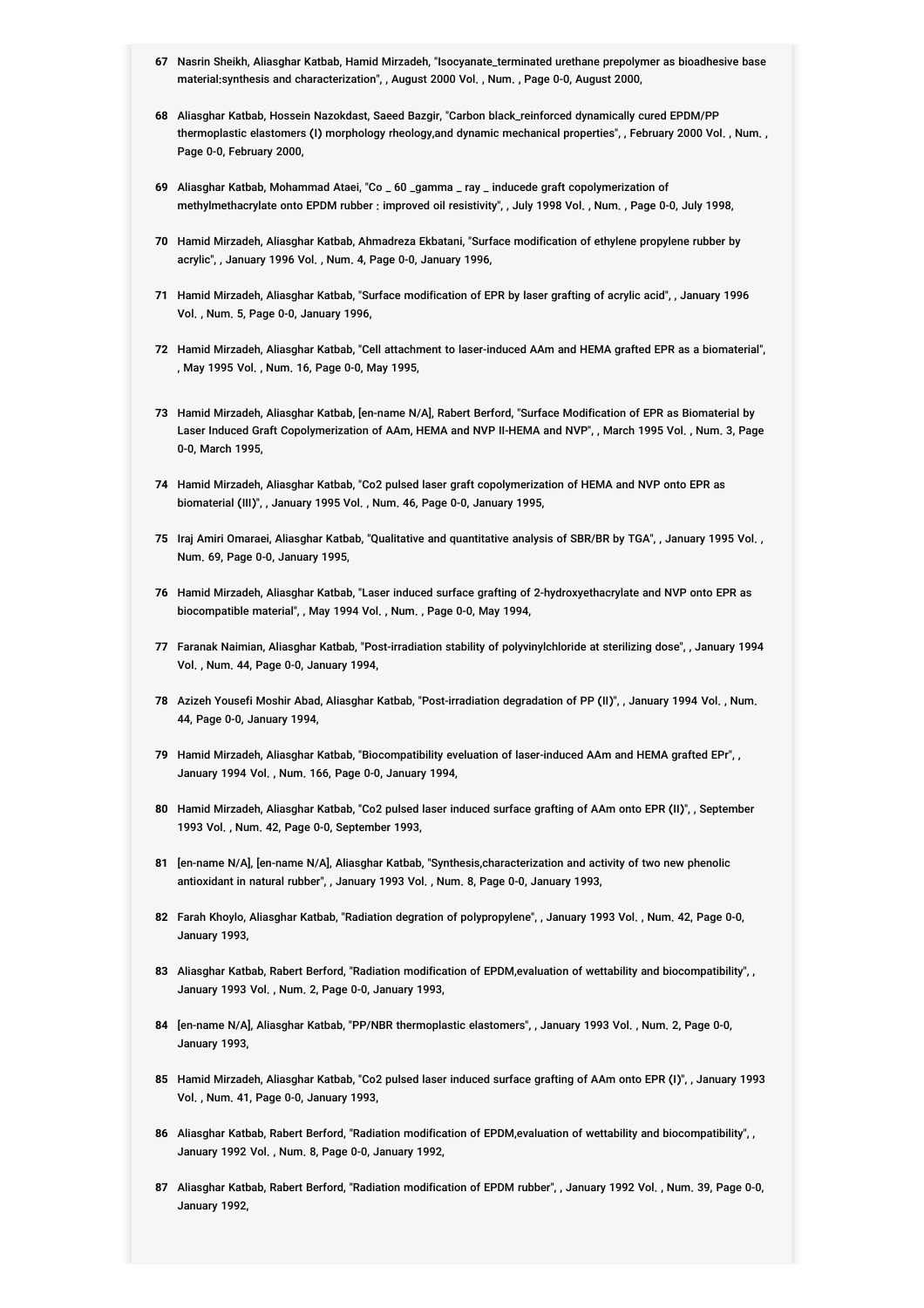67 Nasrin Sheikh, Aliasghar Katbab, Hamid Mirzadeh, "Isocyanate_terminated urethane prepolymer as bioadhesive base material;synthesis and characterization", , August 2000 Vol. , Num. , Page 0-0, August 2000,

68 Aliasghar Katbab, Hossein Nazokdast, Saeed Bazgir, "Carbon black_reinforced dynamically cured EPDM/PP thermoplastic elastomers (I) morphology rheology,and dynamic mechanical properties", , February 2000 Vol. , Num. , Page 0-0, February 2000,

69 Aliasghar Katbab, Mohammad Ataei, "Co _ 60 _gamma _ ray _ inducede graft copolymerization of methylmethacrylate onto EPDM rubber : improved oil resistivity", , July 1998 Vol. , Num. , Page 0-0, July 1998,

70 Hamid Mirzadeh, Aliasghar Katbab, Ahmadreza Ekbatani, "Surface modification of ethylene propylene rubber by acrylic", , January 1996 Vol. , Num. 4, Page 0-0, January 1996,

71 Hamid Mirzadeh, Aliasghar Katbab, "Surface modification of EPR by laser grafting of acrylic acid", , January 1996 Vol. , Num. 5, Page 0-0, January 1996,

72 Hamid Mirzadeh, Aliasghar Katbab, "Cell attachment to laser-induced AAm and HEMA grafted EPR as a biomaterial", , May 1995 Vol. , Num. 16, Page 0-0, May 1995,

73 Hamid Mirzadeh, Aliasghar Katbab, [en-name N/A], Robert Berford, "Surface Modification of EPR as Biomaterial by Laser Induced Graft Copolymerization of AAm, HEMA and NVP II-HEMA and NVP", , March 1995 Vol. , Num. 3, Page 0-0, March 1995,

74 Hamid Mirzadeh, Aliasghar Katbab, "Co2 pulsed laser graft copolymerization of HEMA and NVP onto EPR as biomaterial (III)", , January 1995 Vol. , Num. 46, Page 0-0, January 1995,

75 Iraj Amiri Omaraei, Aliasghar Katbab, "Qualitative and quantitative analysis of SBR/BR by TGA", , January 1995 Vol. , Num. 69, Page 0-0, January 1995,

76 Hamid Mirzadeh, Aliasghar Katbab, "Laser induced surface grafting of 2-hydroxyethacrylate and NVP onto EPR as biocompatible material", , May 1994 Vol. , Num. , Page 0-0, May 1994,

77 Faranak Naimian, Aliasghar Katbab, "Post-irradiation stability of polyvinylchloride at sterilizing dose", , January 1994 Vol. , Num. 44, Page 0-0, January 1994,

78 Azizeh Yousefi Moshir Abad, Aliasghar Katbab, "Post-irradiation degradation of PP (II)", , January 1994 Vol. , Num. 44, Page 0-0, January 1994,

79 Hamid Mirzadeh, Aliasghar Katbab, "Biocompatibility eveluation of laser-induced AAm and HEMA grafted EPr", , January 1994 Vol. , Num. 166, Page 0-0, January 1994,

80 Hamid Mirzadeh, Aliasghar Katbab, "Co2 pulsed laser induced surface grafting of AAm onto EPR (II)", , September 1993 Vol. , Num. 42, Page 0-0, September 1993,

81 [en-name N/A], [en-name N/A], Aliasghar Katbab, "Synthesis,characterization and activity of two new phenolic antioxidant in natural rubber", , January 1993 Vol. , Num. 8, Page 0-0, January 1993,

82 Farah Khoylo, Aliasghar Katbab, "Radiation degration of polypropylene", , January 1993 Vol. , Num. 42, Page 0-0, January 1993,

83 Aliasghar Katbab, Rabert Berford, "Radiation modification of EPDM,evaluation of wettability and biocompatibility", , January 1993 Vol. , Num. 2, Page 0-0, January 1993,

84 [en-name N/A], Aliasghar Katbab, "PP/NBR thermoplastic elastomers", , January 1993 Vol. , Num. 2, Page 0-0, January 1993,

85 Hamid Mirzadeh, Aliasghar Katbab, "Co2 pulsed laser induced surface grafting of AAm onto EPR (I)", , January 1993 Vol. , Num. 41, Page 0-0, January 1993,

86 Aliasghar Katbab, Rabert Berford, "Radiation modification of EPDM,evaluation of wettability and biocompatibility", , January 1992 Vol. , Num. 8, Page 0-0, January 1992,

87 Aliasghar Katbab, Rabert Berford, "Radiation modification of EPDM rubber", , January 1992 Vol. , Num. 39, Page 0-0, January 1992,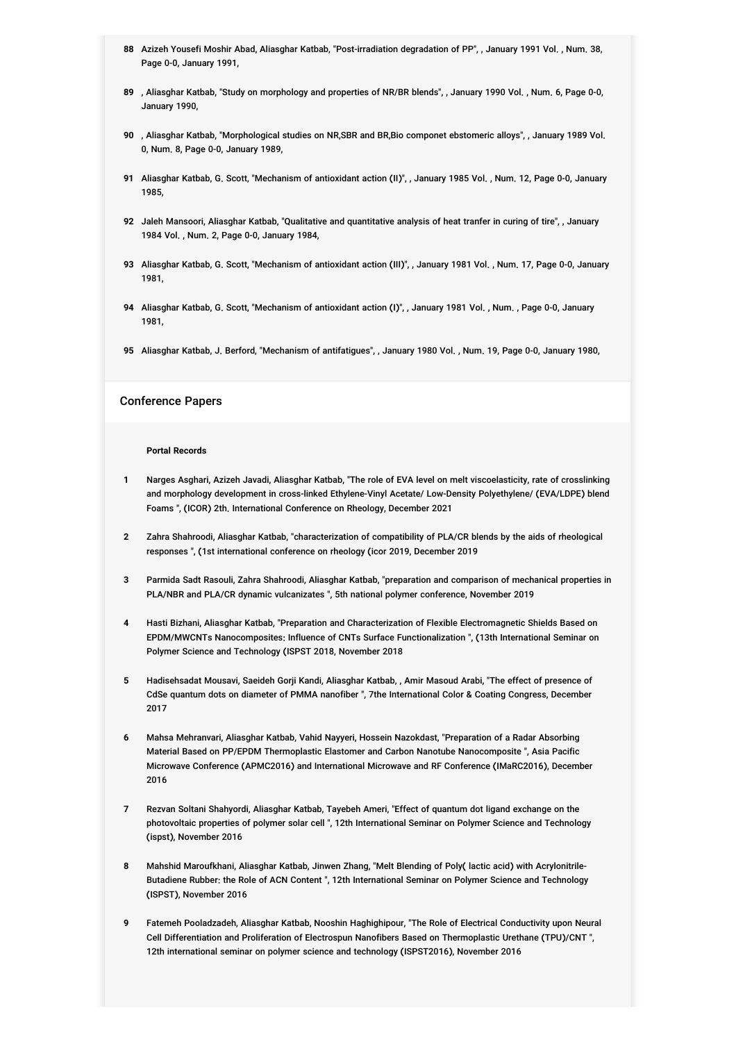88 Azizeh Yousefi Moshir Abad, Aliasghar Katbab, "Post-irradiation degradation of PP", , January 1991 Vol. , Num. 38, Page 0-0, January 1991,

89 , Aliasghar Katbab, "Study on morphology and properties of NR/BR blends", , January 1990 Vol. , Num. 6, Page 0-0, January 1990,

90 , Aliasghar Katbab, "Morphological studies on NR,SBR and BR,Bio componet ebstomeric alloys", , January 1989 Vol. 0, Num. 8, Page 0-0, January 1989,

91 Aliasghar Katbab, G. Scott, "Mechanism of antioxidant action (II)", , January 1985 Vol. , Num. 12, Page 0-0, January 1985,

92 Jaleh Mansoori, Aliasghar Katbab, "Qualitative and quantitative analysis of heat tranfer in curing of tire", , January 1984 Vol. , Num. 2, Page 0-0, January 1984,

93 Aliasghar Katbab, G. Scott, "Mechanism of antioxidant action (III)", , January 1981 Vol. , Num. 17, Page 0-0, January 1981,

94 Aliasghar Katbab, G. Scott, "Mechanism of antioxidant action (I)", , January 1981 Vol. , Num. , Page 0-0, January 1981,

95 Aliasghar Katbab, J. Berford, "Mechanism of antifatigues", , January 1980 Vol. , Num. 19, Page 0-0, January 1980,

## Conference Papers

**Portal Records**

1 Narges Asghari, Azizeh Javadi, Aliasghar Katbab, "The role of EVA level on melt viscoelasticity, rate of crosslinking and morphology development in cross-linked Ethylene-Vinyl Acetate/ Low-Density Polyethylene/ (EVA/LDPE) blend Foams ", (ICOR) 2th. International Conference on Rheology, December 2021

2 Zahra Shahroodi, Aliasghar Katbab, "characterization of compatibility of PLA/CR blends by the aids of rheological responses ", (1st international conference on rheology (icor 2019, December 2019

3 Parmida Sadt Rasouli, Zahra Shahroodi, Aliasghar Katbab, "preparation and comparison of mechanical properties in PLA/NBR and PLA/CR dynamic vulcanizates ", 5th national polymer conference, November 2019

4 Hasti Bizhani, Aliasghar Katbab, "Preparation and Characterization of Flexible Electromagnetic Shields Based on EPDM/MWCNTs Nanocomposites: Influence of CNTs Surface Functionalization ", (13th International Seminar on Polymer Science and Technology (ISPST 2018, November 2018

5 Hadisehsadat Mousavi, Saeideh Gorji Kandi, Aliasghar Katbab, , Amir Masoud Arabi, "The effect of presence of CdSe quantum dots on diameter of PMMA nanofiber ", 7the International Color & Coating Congress, December 2017

6 Mahsa Mehranvari, Aliasghar Katbab, Vahid Nayyeri, Hossein Nazokdast, "Preparation of a Radar Absorbing Material Based on PP/EPDM Thermoplastic Elastomer and Carbon Nanotube Nanocomposite ", Asia Pacific Microwave Conference (APMC2016) and International Microwave and RF Conference (IMaRC2016), December 2016

7 Rezvan Soltani Shahyordi, Aliasghar Katbab, Tayebeh Ameri, "Effect of quantum dot ligand exchange on the photovoltaic properties of polymer solar cell ", 12th International Seminar on Polymer Science and Technology (ispst), November 2016

8 Mahshid Maroufkhani, Aliasghar Katbab, Jinwen Zhang, "Melt Blending of Poly( lactic acid) with Acrylonitrile-Butadiene Rubber: the Role of ACN Content ", 12th International Seminar on Polymer Science and Technology (ISPST), November 2016

9 Fatemeh Pooladzadeh, Aliasghar Katbab, Nooshin Haghighipour, "The Role of Electrical Conductivity upon Neural Cell Differentiation and Proliferation of Electrospun Nanofibers Based on Thermoplastic Urethane (TPU)/CNT ", 12th international seminar on polymer science and technology (ISPST2016), November 2016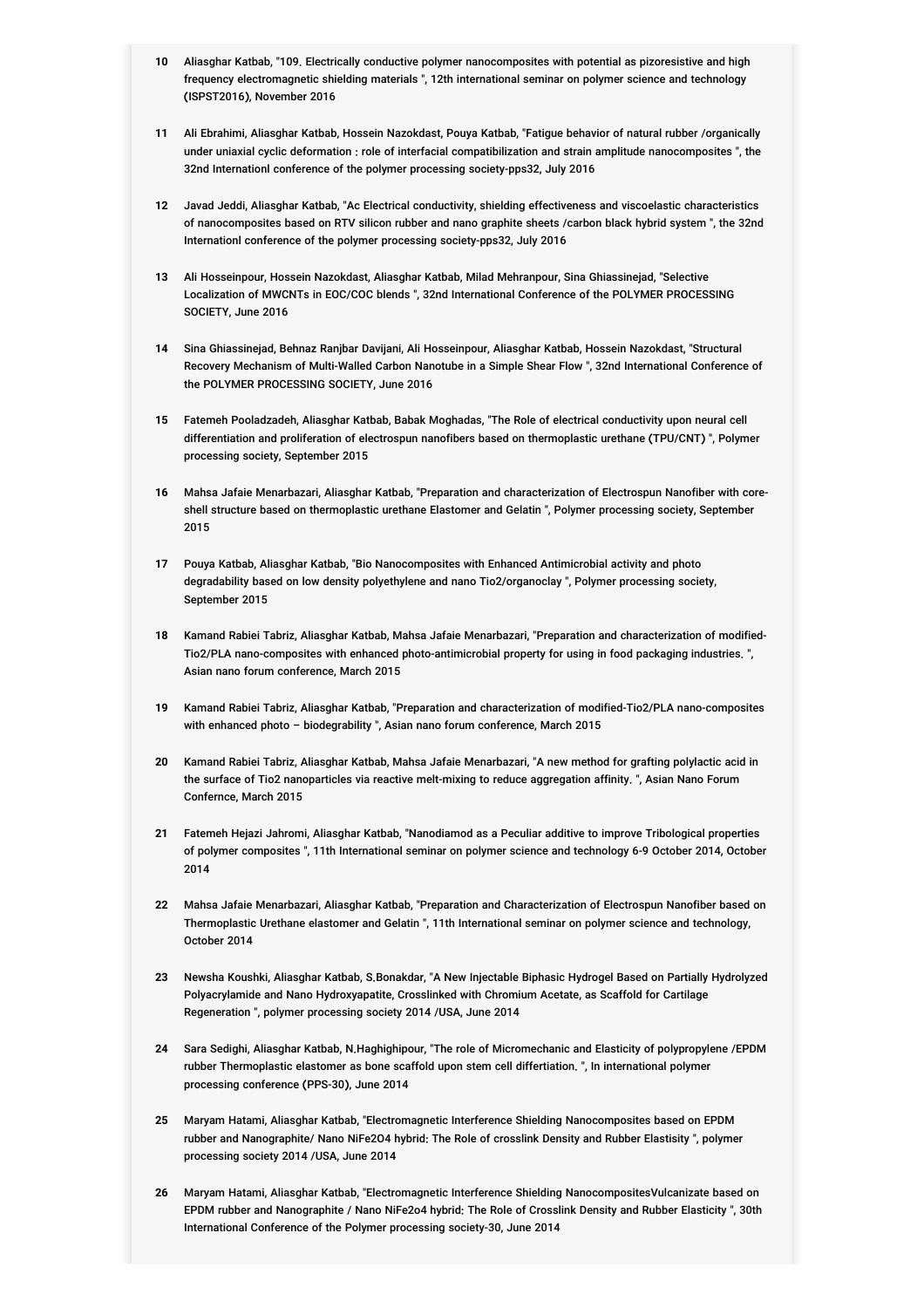10 Aliasghar Katbab, "109. Electrically conductive polymer nanocomposites with potential as pizoresistive and high frequency electromagnetic shielding materials ", 12th international seminar on polymer science and technology (ISPST2016), November 2016

11 Ali Ebrahimi, Aliasghar Katbab, Hossein Nazokdast, Pouya Katbab, "Fatigue behavior of natural rubber /organically under uniaxial cyclic deformation : role of interfacial compatibilization and strain amplitude nanocomposites ", the 32nd Internationl conference of the polymer processing society-pps32, July 2016

12 Javad Jeddi, Aliasghar Katbab, "Ac Electrical conductivity, shielding effectiveness and viscoelastic characteristics of nanocomposites based on RTV silicon rubber and nano graphite sheets /carbon black hybrid system ", the 32nd Internationl conference of the polymer processing society-pps32, July 2016

13 Ali Hosseinpour, Hossein Nazokdast, Aliasghar Katbab, Milad Mehranpour, Sina Ghiassinejad, "Selective Localization of MWCNTs in EOC/COC blends ", 32nd International Conference of the POLYMER PROCESSING SOCIETY, June 2016

14 Sina Ghiassinejad, Behnaz Ranjbar Davijani, Ali Hosseinpour, Aliasghar Katbab, Hossein Nazokdast, "Structural Recovery Mechanism of Multi-Walled Carbon Nanotube in a Simple Shear Flow ", 32nd International Conference of the POLYMER PROCESSING SOCIETY, June 2016

15 Fatemeh Pooladzadeh, Aliasghar Katbab, Babak Moghadas, "The Role of electrical conductivity upon neural cell differentiation and proliferation of electrospun nanofibers based on thermoplastic urethane (TPU/CNT) ", Polymer processing society, September 2015

16 Mahsa Jafaie Menarbazari, Aliasghar Katbab, "Preparation and characterization of Electrospun Nanofiber with core-shell structure based on thermoplastic urethane Elastomer and Gelatin ", Polymer processing society, September 2015

17 Pouya Katbab, Aliasghar Katbab, "Bio Nanocomposites with Enhanced Antimicrobial activity and photo degradability based on low density polyethylene and nano Tio2/organoclay ", Polymer processing society, September 2015

18 Kamand Rabiei Tabriz, Aliasghar Katbab, Mahsa Jafaie Menarbazari, "Preparation and characterization of modified-Tio2/PLA nano-composites with enhanced photo-antimicrobial property for using in food packaging industries. ", Asian nano forum conference, March 2015

19 Kamand Rabiei Tabriz, Aliasghar Katbab, "Preparation and characterization of modified-Tio2/PLA nano-composites with enhanced photo – biodegrability ", Asian nano forum conference, March 2015

20 Kamand Rabiei Tabriz, Aliasghar Katbab, Mahsa Jafaie Menarbazari, "A new method for grafting polylactic acid in the surface of Tio2 nanoparticles via reactive melt-mixing to reduce aggregation affinity. ", Asian Nano Forum Confernce, March 2015

21 Fatemeh Hejazi Jahromi, Aliasghar Katbab, "Nanodiamod as a Peculiar additive to improve Tribological properties of polymer composites ", 11th International seminar on polymer science and technology 6-9 October 2014, October 2014

22 Mahsa Jafaie Menarbazari, Aliasghar Katbab, "Preparation and Characterization of Electrospun Nanofiber based on Thermoplastic Urethane elastomer and Gelatin ", 11th International seminar on polymer science and technology, October 2014

23 Newsha Koushki, Aliasghar Katbab, S.Bonakdar, "A New Injectable Biphasic Hydrogel Based on Partially Hydrolyzed Polyacrylamide and Nano Hydroxyapatite, Crosslinked with Chromium Acetate, as Scaffold for Cartilage Regeneration ", polymer processing society 2014 /USA, June 2014

24 Sara Sedighi, Aliasghar Katbab, N.Haghighipour, "The role of Micromechanic and Elasticity of polypropylene /EPDM rubber Thermoplastic elastomer as bone scaffold upon stem cell differtiation. ", In international polymer processing conference (PPS-30), June 2014

25 Maryam Hatami, Aliasghar Katbab, "Electromagnetic Interference Shielding Nanocomposites based on EPDM rubber and Nanographite/ Nano NiFe2O4 hybrid: The Role of crosslink Density and Rubber Elastisity ", polymer processing society 2014 /USA, June 2014

26 Maryam Hatami, Aliasghar Katbab, "Electromagnetic Interference Shielding NanocompositesVulcanizate based on EPDM rubber and Nanographite / Nano NiFe2o4 hybrid: The Role of Crosslink Density and Rubber Elasticity ", 30th International Conference of the Polymer processing society-30, June 2014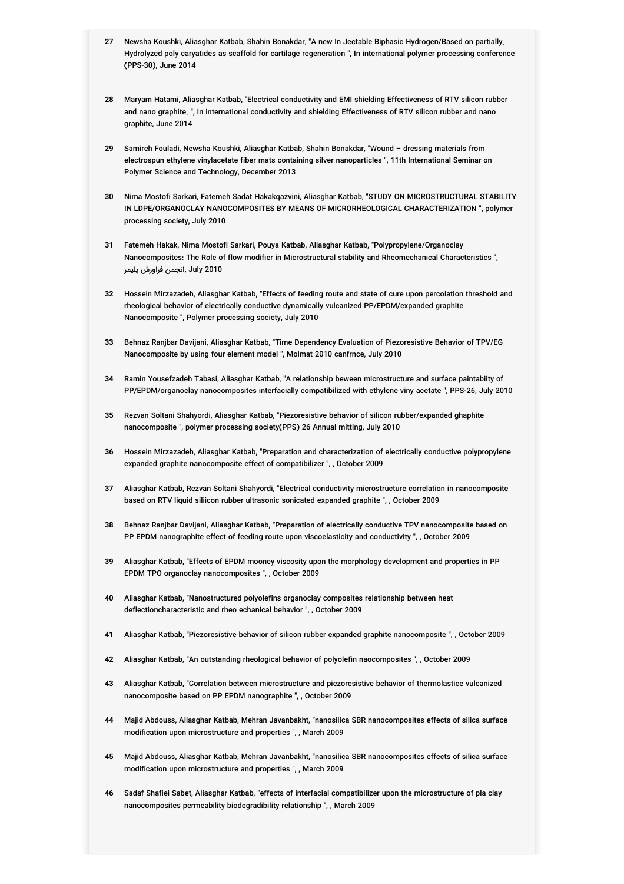27 Newsha Koushki, Aliasghar Katbab, Shahin Bonakdar, "A new In Jectable Biphasic Hydrogen/Based on partially. Hydrolyzed poly caryatides as scaffold for cartilage regeneration ", In international polymer processing conference (PPS-30), June 2014

28 Maryam Hatami, Aliasghar Katbab, "Electrical conductivity and EMI shielding Effectiveness of RTV silicon rubber and nano graphite. ", In international conductivity and shielding Effectiveness of RTV silicon rubber and nano graphite, June 2014

29 Samireh Fouladi, Newsha Koushki, Aliasghar Katbab, Shahin Bonakdar, "Wound – dressing materials from electrospun ethylene vinylacetate fiber mats containing silver nanoparticles ", 11th International Seminar on Polymer Science and Technology, December 2013

30 Nima Mostofi Sarkari, Fatemeh Sadat Hakakqazvini, Aliasghar Katbab, "STUDY ON MICROSTRUCTURAL STABILITY IN LDPE/ORGANOCLAY NANOCOMPOSITES BY MEANS OF MICRORHEOLOGICAL CHARACTERIZATION ", polymer processing society, July 2010

31 Fatemeh Hakak, Nima Mostofi Sarkari, Pouya Katbab, Aliasghar Katbab, "Polypropylene/Organoclay Nanocomposites: The Role of flow modifier in Microstructural stability and Rheomechanical Characteristics ", انجمن فراورش پلیمر, July 2010

32 Hossein Mirzazadeh, Aliasghar Katbab, "Effects of feeding route and state of cure upon percolation threshold and rheological behavior of electrically conductive dynamically vulcanized PP/EPDM/expanded graphite Nanocomposite ", Polymer processing society, July 2010

33 Behnaz Ranjbar Davijani, Aliasghar Katbab, "Time Dependency Evaluation of Piezoresistive Behavior of TPV/EG Nanocomposite by using four element model ", Molmat 2010 canfrnce, July 2010

34 Ramin Yousefzadeh Tabasi, Aliasghar Katbab, "A relationship beween microstructure and surface paintabiity of PP/EPDM/organoclay nanocomposites interfacially compatibilized with ethylene viny acetate ", PPS-26, July 2010

35 Rezvan Soltani Shahyordi, Aliasghar Katbab, "Piezoresistive behavior of silicon rubber/expanded ghaphite nanocomposite ", polymer processing society(PPS) 26 Annual mitting, July 2010

36 Hossein Mirzazadeh, Aliasghar Katbab, "Preparation and characterization of electrically conductive polypropylene expanded graphite nanocomposite effect of compatibilizer ", , October 2009

37 Aliasghar Katbab, Rezvan Soltani Shahyordi, "Electrical conductivity microstructure correlation in nanocomposite based on RTV liquid siliicon rubber ultrasonic sonicated expanded graphite ", , October 2009

38 Behnaz Ranjbar Davijani, Aliasghar Katbab, "Preparation of electrically conductive TPV nanocomposite based on PP EPDM nanographite effect of feeding route upon viscoelasticity and conductivity ", , October 2009

39 Aliasghar Katbab, "Effects of EPDM mooney viscosity upon the morphology development and properties in PP EPDM TPO organoclay nanocomposites ", , October 2009

40 Aliasghar Katbab, "Nanostructured polyolefins organoclay composites relationship between heat deflectioncharacteristic and rheo echanical behavior ", , October 2009

41 Aliasghar Katbab, "Piezoresistive behavior of silicon rubber expanded graphite nanocomposite ", , October 2009

42 Aliasghar Katbab, "An outstanding rheological behavior of polyolefin naocomposites ", , October 2009

43 Aliasghar Katbab, "Correlation between microstructure and piezoresistive behavior of thermolastice vulcanized nanocomposite based on PP EPDM nanographite ", , October 2009

44 Majid Abdouss, Aliasghar Katbab, Mehran Javanbakht, "nanosilica SBR nanocomposites effects of silica surface modification upon microstructure and properties ", , March 2009

45 Majid Abdouss, Aliasghar Katbab, Mehran Javanbakht, "nanosilica SBR nanocomposites effects of silica surface modification upon microstructure and properties ", , March 2009

46 Sadaf Shafiei Sabet, Aliasghar Katbab, "effects of interfacial compatibilizer upon the microstructure of pla clay nanocomposites permeability biodegradibility relationship ", , March 2009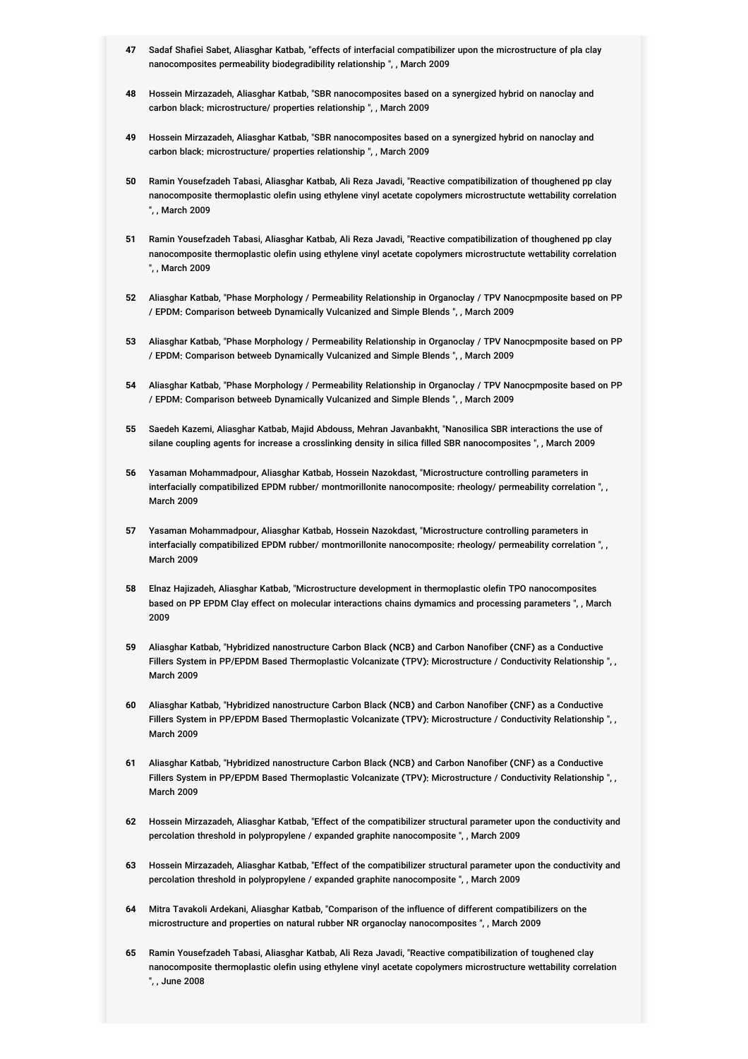47 Sadaf Shafiei Sabet, Aliasghar Katbab, "effects of interfacial compatibilizer upon the microstructure of pla clay nanocomposites permeability biodegradibility relationship ", , March 2009

48 Hossein Mirzazadeh, Aliasghar Katbab, "SBR nanocomposites based on a synergized hybrid on nanoclay and carbon black: microstructure/ properties relationship ", , March 2009

49 Hossein Mirzazadeh, Aliasghar Katbab, "SBR nanocomposites based on a synergized hybrid on nanoclay and carbon black: microstructure/ properties relationship ", , March 2009

50 Ramin Yousefzadeh Tabasi, Aliasghar Katbab, Ali Reza Javadi, "Reactive compatibilization of thoughened pp clay nanocomposite thermoplastic olefin using ethylene vinyl acetate copolymers microstructute wettability correlation ", , March 2009

51 Ramin Yousefzadeh Tabasi, Aliasghar Katbab, Ali Reza Javadi, "Reactive compatibilization of thoughened pp clay nanocomposite thermoplastic olefin using ethylene vinyl acetate copolymers microstructute wettability correlation ", , March 2009

52 Aliasghar Katbab, "Phase Morphology / Permeability Relationship in Organoclay / TPV Nanocpmposite based on PP / EPDM: Comparison betweeb Dynamically Vulcanized and Simple Blends ", , March 2009

53 Aliasghar Katbab, "Phase Morphology / Permeability Relationship in Organoclay / TPV Nanocpmposite based on PP / EPDM: Comparison betweeb Dynamically Vulcanized and Simple Blends ", , March 2009

54 Aliasghar Katbab, "Phase Morphology / Permeability Relationship in Organoclay / TPV Nanocpmposite based on PP / EPDM: Comparison betweeb Dynamically Vulcanized and Simple Blends ", , March 2009

55 Saedeh Kazemi, Aliasghar Katbab, Majid Abdouss, Mehran Javanbakht, "Nanosilica SBR interactions the use of silane coupling agents for increase a crosslinking density in silica filled SBR nanocomposites ", , March 2009

56 Yasaman Mohammadpour, Aliasghar Katbab, Hossein Nazokdast, "Microstructure controlling parameters in interfacially compatibilized EPDM rubber/ montmorillonite nanocomposite: rheology/ permeability correlation ", , March 2009

57 Yasaman Mohammadpour, Aliasghar Katbab, Hossein Nazokdast, "Microstructure controlling parameters in interfacially compatibilized EPDM rubber/ montmorillonite nanocomposite: rheology/ permeability correlation ", , March 2009

58 Elnaz Hajizadeh, Aliasghar Katbab, "Microstructure development in thermoplastic olefin TPO nanocomposites based on PP EPDM Clay effect on molecular interactions chains dymamics and processing parameters ", , March 2009

59 Aliasghar Katbab, "Hybridized nanostructure Carbon Black (NCB) and Carbon Nanofiber (CNF) as a Conductive Fillers System in PP/EPDM Based Thermoplastic Volcanizate (TPV): Microstructure / Conductivity Relationship ", , March 2009

60 Aliasghar Katbab, "Hybridized nanostructure Carbon Black (NCB) and Carbon Nanofiber (CNF) as a Conductive Fillers System in PP/EPDM Based Thermoplastic Volcanizate (TPV): Microstructure / Conductivity Relationship ", , March 2009

61 Aliasghar Katbab, "Hybridized nanostructure Carbon Black (NCB) and Carbon Nanofiber (CNF) as a Conductive Fillers System in PP/EPDM Based Thermoplastic Volcanizate (TPV): Microstructure / Conductivity Relationship ", , March 2009

62 Hossein Mirzazadeh, Aliasghar Katbab, "Effect of the compatibilizer structural parameter upon the conductivity and percolation threshold in polypropylene / expanded graphite nanocomposite ", , March 2009

63 Hossein Mirzazadeh, Aliasghar Katbab, "Effect of the compatibilizer structural parameter upon the conductivity and percolation threshold in polypropylene / expanded graphite nanocomposite ", , March 2009

64 Mitra Tavakoli Ardekani, Aliasghar Katbab, "Comparison of the influence of different compatibilizers on the microstructure and properties on natural rubber NR organoclay nanocomposites ", , March 2009

65 Ramin Yousefzadeh Tabasi, Aliasghar Katbab, Ali Reza Javadi, "Reactive compatibilization of toughened clay nanocomposite thermoplastic olefin using ethylene vinyl acetate copolymers microstructure wettability correlation ", , June 2008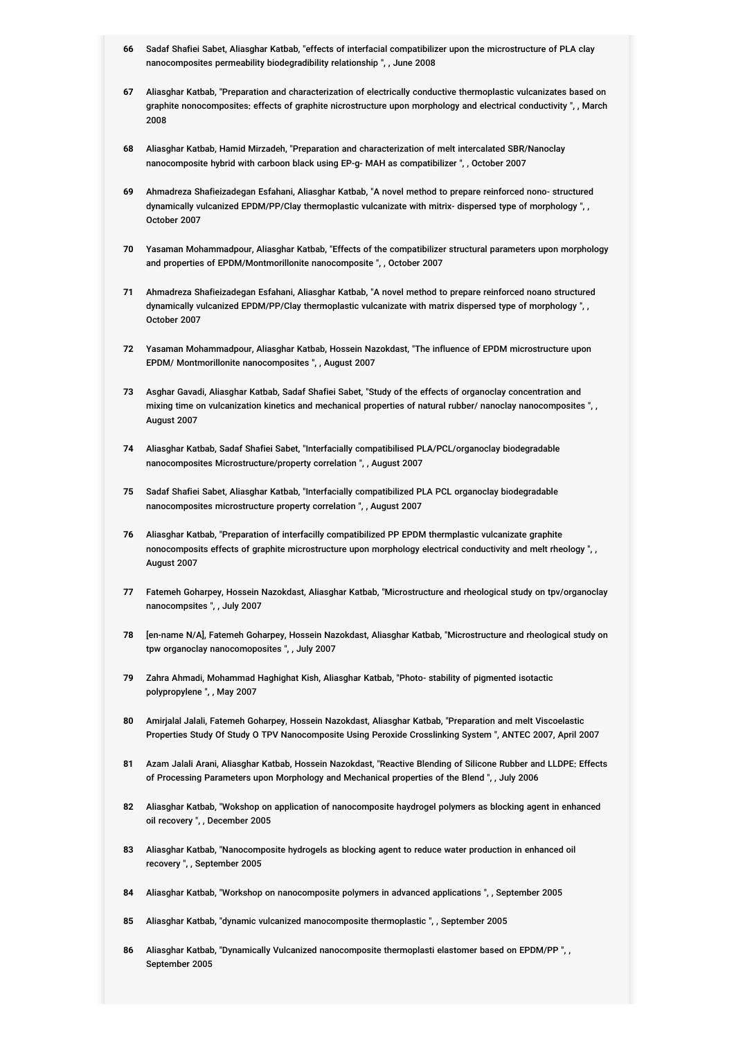66 Sadaf Shafiei Sabet, Aliasghar Katbab, "effects of interfacial compatibilizer upon the microstructure of PLA clay nanocomposites permeability biodegradibility relationship ", , June 2008

67 Aliasghar Katbab, "Preparation and characterization of electrically conductive thermoplastic vulcanizates based on graphite nonocomposites: effects of graphite nicrostructure upon morphology and electrical conductivity ", , March 2008

68 Aliasghar Katbab, Hamid Mirzadeh, "Preparation and characterization of melt intercalated SBR/Nanoclay nanocomposite hybrid with carboon black using EP-g- MAH as compatibilizer ", , October 2007

69 Ahmadreza Shafieizadegan Esfahani, Aliasghar Katbab, "A novel method to prepare reinforced nono- structured dynamically vulcanized EPDM/PP/Clay thermoplastic vulcanizate with mitrix- dispersed type of morphology ", , October 2007

70 Yasaman Mohammadpour, Aliasghar Katbab, "Effects of the compatibilizer structural parameters upon morphology and properties of EPDM/Montmorillonite nanocomposite ", , October 2007

71 Ahmadreza Shafieizadegan Esfahani, Aliasghar Katbab, "A novel method to prepare reinforced noano structured dynamically vulcanized EPDM/PP/Clay thermoplastic vulcanizate with matrix dispersed type of morphology ", , October 2007

72 Yasaman Mohammadpour, Aliasghar Katbab, Hossein Nazokdast, "The influence of EPDM microstructure upon EPDM/ Montmorillonite nanocomposites ", , August 2007

73 Asghar Gavadi, Aliasghar Katbab, Sadaf Shafiei Sabet, "Study of the effects of organoclay concentration and mixing time on vulcanization kinetics and mechanical properties of natural rubber/ nanoclay nanocomposites ", , August 2007

74 Aliasghar Katbab, Sadaf Shafiei Sabet, "Interfacially compatibilised PLA/PCL/organoclay biodegradable nanocomposites Microstructure/property correlation ", , August 2007

75 Sadaf Shafiei Sabet, Aliasghar Katbab, "Interfacially compatibilized PLA PCL organoclay biodegradable nanocomposites microstructure property correlation ", , August 2007

76 Aliasghar Katbab, "Preparation of interfacilly compatibilized PP EPDM thermplastic vulcanizate graphite nonocomposits effects of graphite microstructure upon morphology electrical conductivity and melt rheology ", , August 2007

77 Fatemeh Goharpey, Hossein Nazokdast, Aliasghar Katbab, "Microstructure and rheological study on tpv/organoclay nanocompsites ", , July 2007

78 [en-name N/A], Fatemeh Goharpey, Hossein Nazokdast, Aliasghar Katbab, "Microstructure and rheological study on tpw organoclay nanocomoposites ", , July 2007

79 Zahra Ahmadi, Mohammad Haghighat Kish, Aliasghar Katbab, "Photo- stability of pigmented isotactic polypropylene ", , May 2007

80 Amirjalal Jalali, Fatemeh Goharpey, Hossein Nazokdast, Aliasghar Katbab, "Preparation and melt Viscoelastic Properties Study Of Study O TPV Nanocomposite Using Peroxide Crosslinking System ", ANTEC 2007, April 2007

81 Azam Jalali Arani, Aliasghar Katbab, Hossein Nazokdast, "Reactive Blending of Silicone Rubber and LLDPE: Effects of Processing Parameters upon Morphology and Mechanical properties of the Blend ", , July 2006

82 Aliasghar Katbab, "Wokshop on application of nanocomposite haydrogel polymers as blocking agent in enhanced oil recovery ", , December 2005

83 Aliasghar Katbab, "Nanocomposite hydrogels as blocking agent to reduce water production in enhanced oil recovery ", , September 2005

84 Aliasghar Katbab, "Workshop on nanocomposite polymers in advanced applications ", , September 2005

85 Aliasghar Katbab, "dynamic vulcanized manocomposite thermoplastic ", , September 2005

86 Aliasghar Katbab, "Dynamically Vulcanized nanocomposite thermoplasti elastomer based on EPDM/PP ", , September 2005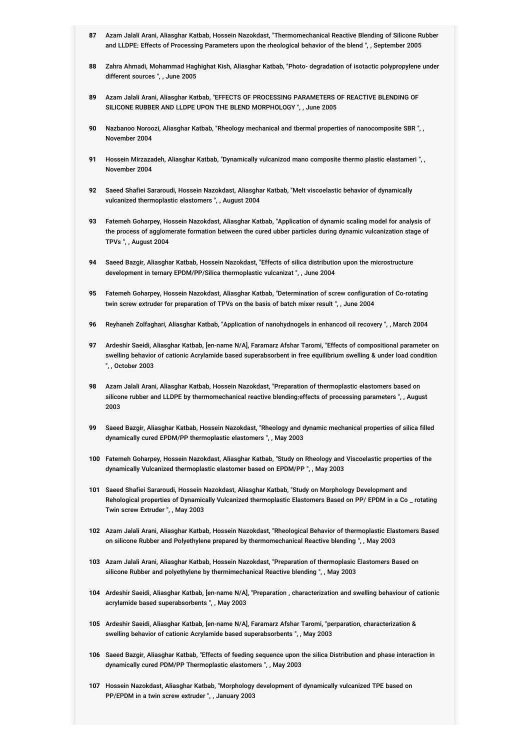87 Azam Jalali Arani, Aliasghar Katbab, Hossein Nazokdast, "Thermomechanical Reactive Blending of Silicone Rubber and LLDPE: Effects of Processing Parameters upon the rheological behavior of the blend ", , September 2005

88 Zahra Ahmadi, Mohammad Haghighat Kish, Aliasghar Katbab, "Photo- degradation of isotactic polypropylene under different sources ", , June 2005

89 Azam Jalali Arani, Aliasghar Katbab, "EFFECTS OF PROCESSING PARAMETERS OF REACTIVE BLENDING OF SILICONE RUBBER AND LLDPE UPON THE BLEND MORPHOLOGY ", , June 2005

90 Nazbanoo Noroozi, Aliasghar Katbab, "Rheology mechanical and tbermal properties of nanocomposite SBR ", , November 2004

91 Hossein Mirzazadeh, Aliasghar Katbab, "Dynamically vulcanizod mano composite thermo plastic elastameri ", , November 2004

92 Saeed Shafiei Sararoudi, Hossein Nazokdast, Aliasghar Katbab, "Melt viscoelastic behavior of dynamically vulcanized thermoplastic elastomers ", , August 2004

93 Fatemeh Goharpey, Hossein Nazokdast, Aliasghar Katbab, "Application of dynamic scaling model for analysis of the process of agglomerate formation between the cured ubber particles during dynamic vulcanization stage of TPVs ", , August 2004

94 Saeed Bazgir, Aliasghar Katbab, Hossein Nazokdast, "Effects of silica distribution upon the microstructure development in ternary EPDM/PP/Silica thermoplastic vulcanizat ", , June 2004

95 Fatemeh Goharpey, Hossein Nazokdast, Aliasghar Katbab, "Determination of screw configuration of Co-rotating twin screw extruder for preparation of TPVs on the basis of batch mixer result ", , June 2004

96 Reyhaneh Zolfaghari, Aliasghar Katbab, "Application of nanohydnogels in enhancod oil recovery ", , March 2004

97 Ardeshir Saeidi, Aliasghar Katbab, [en-name N/A], Faramarz Afshar Taromi, "Effects of compositional parameter on swelling behavior of cationic Acrylamide based superabsorbent in free equilibrium swelling & under load condition ", , October 2003

98 Azam Jalali Arani, Aliasghar Katbab, Hossein Nazokdast, "Preparation of thermoplastic elastomers based on silicone rubber and LLDPE by thermomechanical reactive blending:effects of processing parameters ", , August 2003

99 Saeed Bazgir, Aliasghar Katbab, Hossein Nazokdast, "Rheology and dynamic mechanical properties of silica filled dynamically cured EPDM/PP thermoplastic elastomers ", , May 2003

100 Fatemeh Goharpey, Hossein Nazokdast, Aliasghar Katbab, "Study on Rheology and Viscoelastic properties of the dynamically Vulcanized thermoplastic elastomer based on EPDM/PP ", , May 2003

101 Saeed Shafiei Sararoudi, Hossein Nazokdast, Aliasghar Katbab, "Study on Morphology Development and Rehological properties of Dynamically Vulcanized thermoplastic Elastomers Based on PP/ EPDM in a Co _ rotating Twin screw Extruder ", , May 2003

102 Azam Jalali Arani, Aliasghar Katbab, Hossein Nazokdast, "Rheological Behavior of thermoplastic Elastomers Based on silicone Rubber and Polyethylene prepared by thermomechanical Reactive blending ", , May 2003

103 Azam Jalali Arani, Aliasghar Katbab, Hossein Nazokdast, "Preparation of thermoplasic Elastomers Based on silicone Rubber and polyethylene by thermimechanical Reactive blending ", , May 2003

104 Ardeshir Saeidi, Aliasghar Katbab, [en-name N/A], "Preparation , characterization and swelling behaviour of cationic acrylamide based superabsorbents ", , May 2003

105 Ardeshir Saeidi, Aliasghar Katbab, [en-name N/A], Faramarz Afshar Taromi, "perparation, characterization & swelling behavior of cationic Acrylamide based superabsorbents ", , May 2003

106 Saeed Bazgir, Aliasghar Katbab, "Effects of feeding sequence upon the silica Distribution and phase interaction in dynamically cured PDM/PP Thermoplastic elastomers ", , May 2003

107 Hossein Nazokdast, Aliasghar Katbab, "Morphology development of dynamically vulcanized TPE based on PP/EPDM in a twin screw extruder ", , January 2003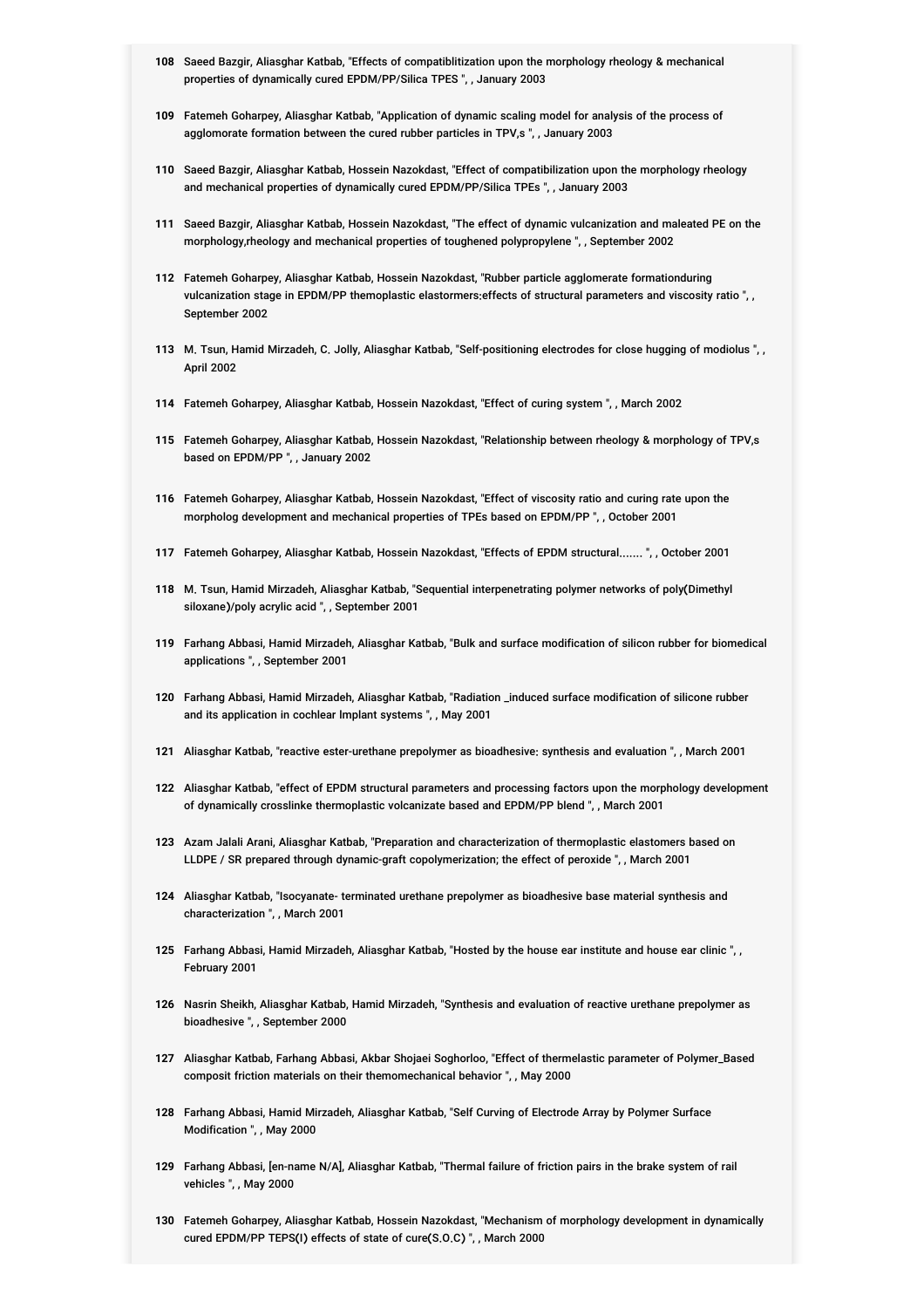108 Saeed Bazgir, Aliasghar Katbab, "Effects of compatiblitization upon the morphology rheology & mechanical properties of dynamically cured EPDM/PP/Silica TPES ", , January 2003

109 Fatemeh Goharpey, Aliasghar Katbab, "Application of dynamic scaling model for analysis of the process of agglomorate formation between the cured rubber particles in TPV,s ", , January 2003

110 Saeed Bazgir, Aliasghar Katbab, Hossein Nazokdast, "Effect of compatibilization upon the morphology rheology and mechanical properties of dynamically cured EPDM/PP/Silica TPEs ", , January 2003

111 Saeed Bazgir, Aliasghar Katbab, Hossein Nazokdast, "The effect of dynamic vulcanization and maleated PE on the morphology,rheology and mechanical properties of toughened polypropylene ", , September 2002

112 Fatemeh Goharpey, Aliasghar Katbab, Hossein Nazokdast, "Rubber particle agglomerate formationduring vulcanization stage in EPDM/PP themoplastic elastormers:effects of structural parameters and viscosity ratio ", , September 2002

113 M. Tsun, Hamid Mirzadeh, C. Jolly, Aliasghar Katbab, "Self-positioning electrodes for close hugging of modiolus ", , April 2002

114 Fatemeh Goharpey, Aliasghar Katbab, Hossein Nazokdast, "Effect of curing system ", , March 2002

115 Fatemeh Goharpey, Aliasghar Katbab, Hossein Nazokdast, "Relationship between rheology & morphology of TPV,s based on EPDM/PP ", , January 2002

116 Fatemeh Goharpey, Aliasghar Katbab, Hossein Nazokdast, "Effect of viscosity ratio and curing rate upon the morpholog development and mechanical properties of TPEs based on EPDM/PP ", , October 2001

117 Fatemeh Goharpey, Aliasghar Katbab, Hossein Nazokdast, "Effects of EPDM structural....... ", , October 2001

118 M. Tsun, Hamid Mirzadeh, Aliasghar Katbab, "Sequential interpenetrating polymer networks of poly(Dimethyl siloxane)/poly acrylic acid ", , September 2001

119 Farhang Abbasi, Hamid Mirzadeh, Aliasghar Katbab, "Bulk and surface modification of silicon rubber for biomedical applications ", , September 2001

120 Farhang Abbasi, Hamid Mirzadeh, Aliasghar Katbab, "Radiation _induced surface modification of silicone rubber and its application in cochlear Implant systems ", , May 2001

121 Aliasghar Katbab, "reactive ester-urethane prepolymer as bioadhesive: synthesis and evaluation ", , March 2001

122 Aliasghar Katbab, "effect of EPDM structural parameters and processing factors upon the morphology development of dynamically crosslinke thermoplastic volcanizate based and EPDM/PP blend ", , March 2001

123 Azam Jalali Arani, Aliasghar Katbab, "Preparation and characterization of thermoplastic elastomers based on LLDPE / SR prepared through dynamic-graft copolymerization; the effect of peroxide ", , March 2001

124 Aliasghar Katbab, "Isocyanate- terminated urethane prepolymer as bioadhesive base material synthesis and characterization ", , March 2001

125 Farhang Abbasi, Hamid Mirzadeh, Aliasghar Katbab, "Hosted by the house ear institute and house ear clinic ", , February 2001

126 Nasrin Sheikh, Aliasghar Katbab, Hamid Mirzadeh, "Synthesis and evaluation of reactive urethane prepolymer as bioadhesive ", , September 2000

127 Aliasghar Katbab, Farhang Abbasi, Akbar Shojaei Soghorloo, "Effect of thermelastic parameter of Polymer_Based composit friction materials on their themomechanical behavior ", , May 2000

128 Farhang Abbasi, Hamid Mirzadeh, Aliasghar Katbab, "Self Curving of Electrode Array by Polymer Surface Modification ", , May 2000

129 Farhang Abbasi, [en-name N/A], Aliasghar Katbab, "Thermal failure of friction pairs in the brake system of rail vehicles ", , May 2000

130 Fatemeh Goharpey, Aliasghar Katbab, Hossein Nazokdast, "Mechanism of morphology development in dynamically cured EPDM/PP TEPS(I) effects of state of cure(S.O.C) ", , March 2000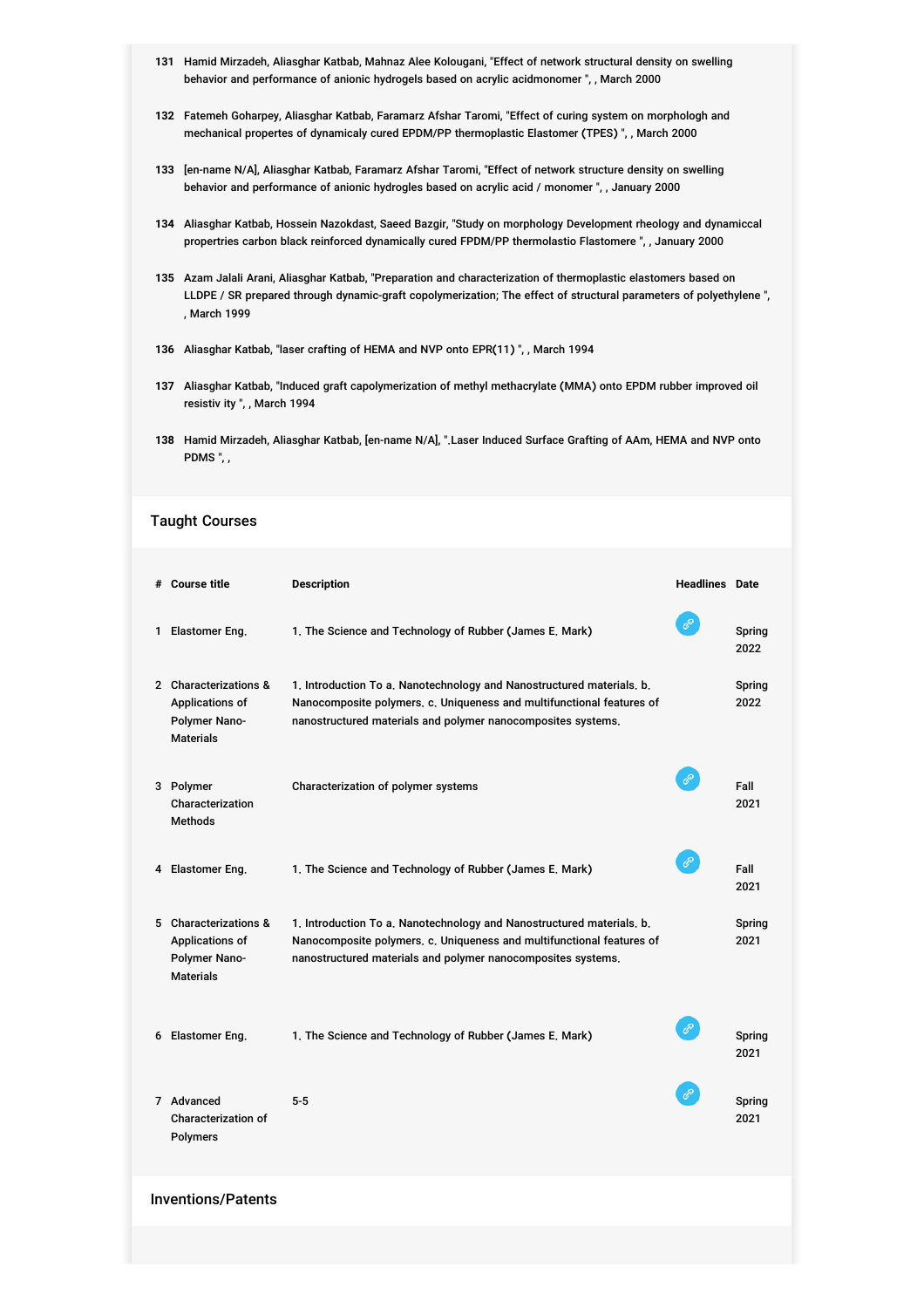131 Hamid Mirzadeh, Aliasghar Katbab, Mahnaz Alee Kolougani, "Effect of network structural density on swelling behavior and performance of anionic hydrogels based on acrylic acidmonomer ", , March 2000

132 Fatemeh Goharpey, Aliasghar Katbab, Faramarz Afshar Taromi, "Effect of curing system on morphologh and mechanical propertes of dynamicaly cured EPDM/PP thermoplastic Elastomer (TPES) ", , March 2000

133 [en-name N/A], Aliasghar Katbab, Faramarz Afshar Taromi, "Effect of network structure density on swelling behavior and performance of anionic hydrogles based on acrylic acid / monomer ", , January 2000

134 Aliasghar Katbab, Hossein Nazokdast, Saeed Bazgir, "Study on morphology Development rheology and dynamiccal propertries carbon black reinforced dynamically cured FPDM/PP thermolastio Flastomere ", , January 2000

135 Azam Jalali Arani, Aliasghar Katbab, "Preparation and characterization of thermoplastic elastomers based on LLDPE / SR prepared through dynamic-graft copolymerization; The effect of structural parameters of polyethylene ", , March 1999

136 Aliasghar Katbab, "laser crafting of HEMA and NVP onto EPR(11) ", , March 1994

137 Aliasghar Katbab, "Induced graft capolymerization of methyl methacrylate (MMA) onto EPDM rubber improved oil resistiv ity ", , March 1994

138 Hamid Mirzadeh, Aliasghar Katbab, [en-name N/A], ".Laser Induced Surface Grafting of AAm, HEMA and NVP onto PDMS ", ,

## Taught Courses

| # | Course title | Description | Headlines | Date |
|---|---|---|---|---|
| 1 | Elastomer Eng. | 1. The Science and Technology of Rubber (James E. Mark) | 🔗 | Spring 2022 |
| 2 | Characterizations & Applications of Polymer Nano-Materials | 1. Introduction To a. Nanotechnology and Nanostructured materials. b. Nanocomposite polymers. c. Uniqueness and multifunctional features of nanostructured materials and polymer nanocomposites systems. | | Spring 2022 |
| 3 | Polymer Characterization Methods | Characterization of polymer systems | 🔗 | Fall 2021 |
| 4 | Elastomer Eng. | 1. The Science and Technology of Rubber (James E. Mark) | 🔗 | Fall 2021 |
| 5 | Characterizations & Applications of Polymer Nano-Materials | 1. Introduction To a. Nanotechnology and Nanostructured materials. b. Nanocomposite polymers. c. Uniqueness and multifunctional features of nanostructured materials and polymer nanocomposites systems. | | Spring 2021 |
| 6 | Elastomer Eng. | 1. The Science and Technology of Rubber (James E. Mark) | 🔗 | Spring 2021 |
| 7 | Advanced Characterization of Polymers | 5-5 | 🔗 | Spring 2021 |

## Inventions/Patents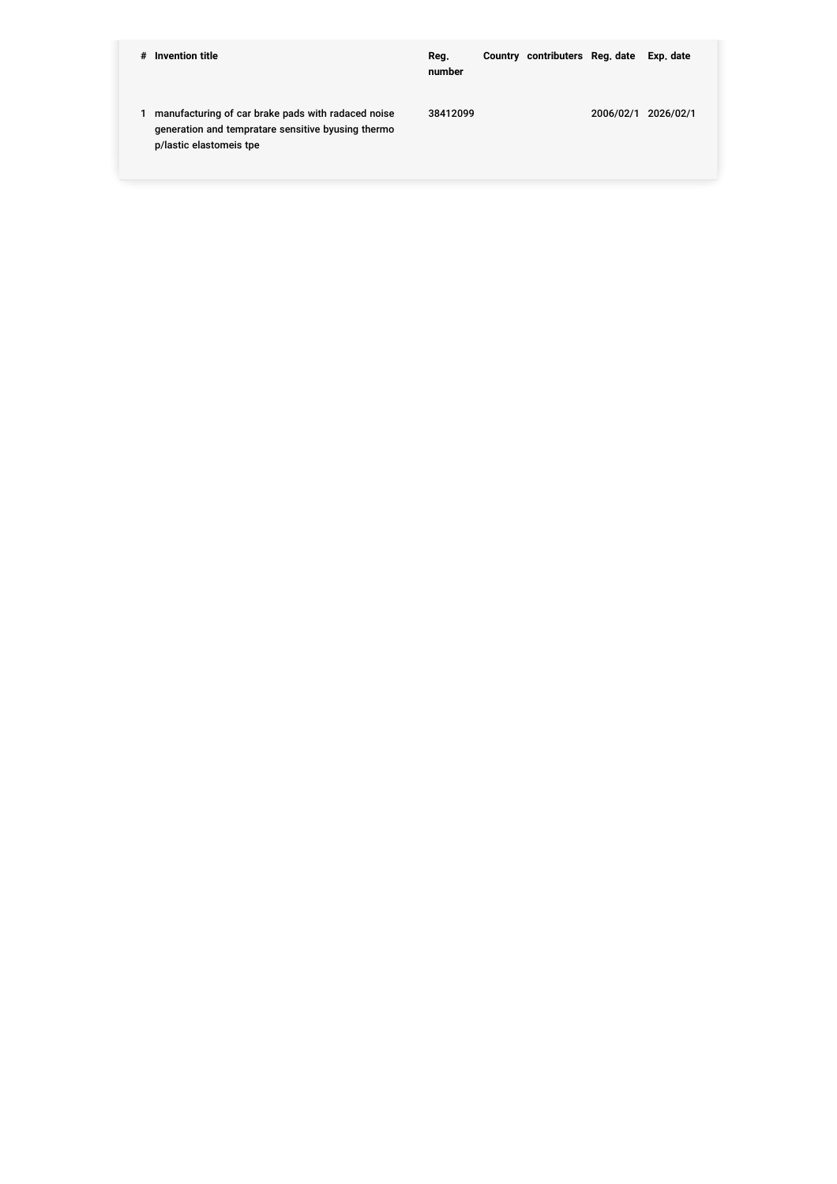| # | Invention title | Reg. number | Country | contributers | Reg. date | Exp. date |
|---|---|---|---|---|---|---|
| 1 | manufacturing of car brake pads with radaced noise generation and tempratare sensitive byusing thermo p/lastic elastomeis tpe | 38412099 | | | 2006/02/1 | 2026/02/1 |